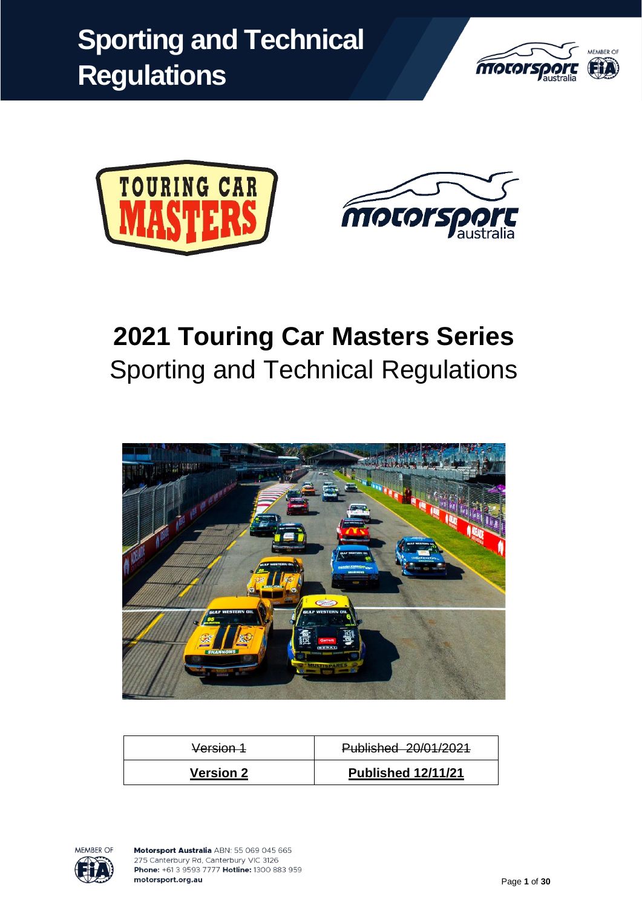# Sporting and Technical Regulations

# 2021 Touring Car Masters Series

## Sporting and Technical Regulations

| ~~Version 1~~ | ~~Published 20/01/2021~~ |
| --- | --- |
| **Version 2** | **Published 12/11/21** |

**Motorsport Australia** ABN: 55 069 045 665
275 Canterbury Rd, Canterbury VIC 3126
**Phone:** +61 3 9593 7777 **Hotline:** 1300 883 959
**motorsport.org.au**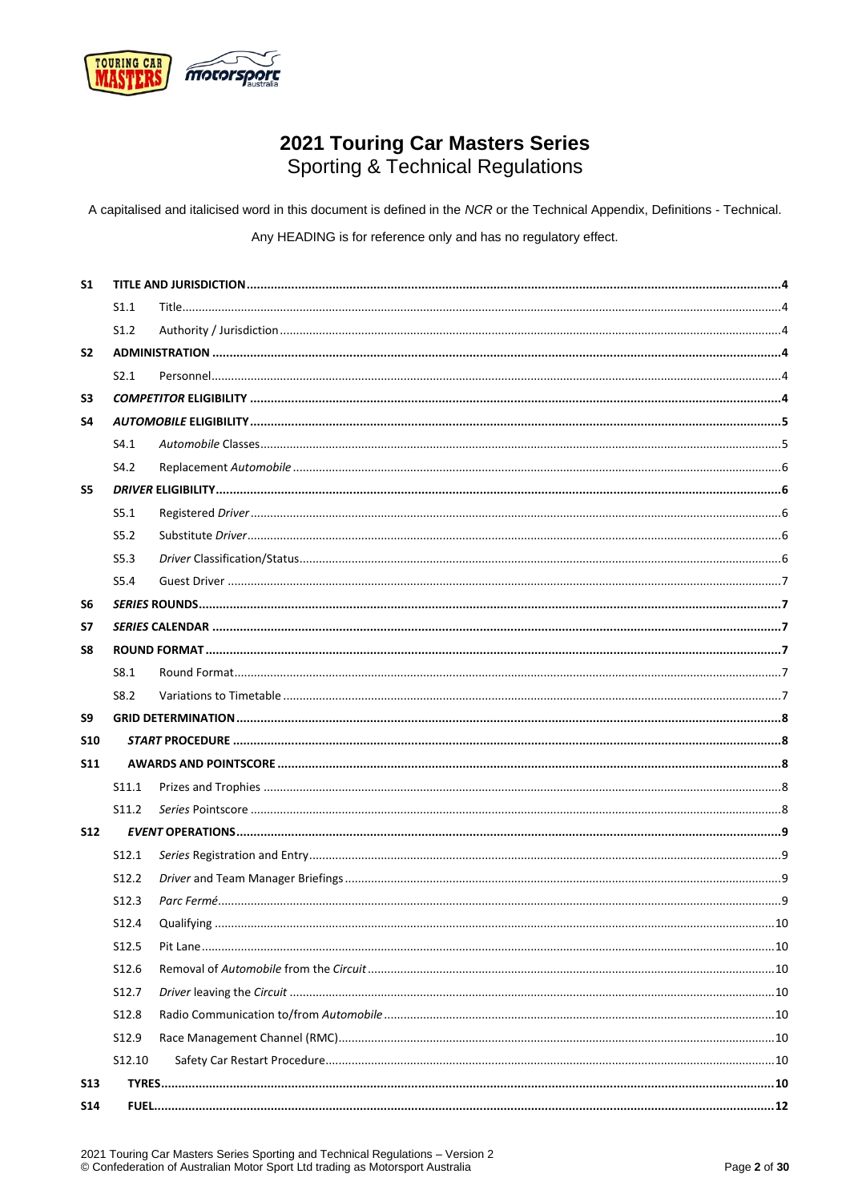# 2021 Touring Car Masters Series
## Sporting & Technical Regulations

A capitalised and italicised word in this document is defined in the *NCR* or the Technical Appendix, Definitions - Technical.

Any HEADING is for reference only and has no regulatory effect.

| | | | |
|---|---|---|---|
| **S1** | **TITLE AND JURISDICTION** | | **4** |
| | S1.1 | Title | 4 |
| | S1.2 | Authority / Jurisdiction | 4 |
| **S2** | **ADMINISTRATION** | | **4** |
| | S2.1 | Personnel | 4 |
| **S3** | ***COMPETITOR* ELIGIBILITY** | | **4** |
| **S4** | ***AUTOMOBILE* ELIGIBILITY** | | **5** |
| | S4.1 | *Automobile* Classes | 5 |
| | S4.2 | Replacement *Automobile* | 6 |
| **S5** | ***DRIVER* ELIGIBILITY** | | **6** |
| | S5.1 | Registered *Driver* | 6 |
| | S5.2 | Substitute *Driver* | 6 |
| | S5.3 | *Driver* Classification/Status | 6 |
| | S5.4 | Guest Driver | 7 |
| **S6** | ***SERIES* ROUNDS** | | **7** |
| **S7** | ***SERIES* CALENDAR** | | **7** |
| **S8** | **ROUND FORMAT** | | **7** |
| | S8.1 | Round Format | 7 |
| | S8.2 | Variations to Timetable | 7 |
| **S9** | **GRID DETERMINATION** | | **8** |
| **S10** | ***START* PROCEDURE** | | **8** |
| **S11** | **AWARDS AND POINTSCORE** | | **8** |
| | S11.1 | Prizes and Trophies | 8 |
| | S11.2 | *Series* Pointscore | 8 |
| **S12** | ***EVENT* OPERATIONS** | | **9** |
| | S12.1 | *Series* Registration and Entry | 9 |
| | S12.2 | *Driver* and Team Manager Briefings | 9 |
| | S12.3 | *Parc Fermé* | 9 |
| | S12.4 | Qualifying | 10 |
| | S12.5 | Pit Lane | 10 |
| | S12.6 | Removal of *Automobile* from the *Circuit* | 10 |
| | S12.7 | *Driver* leaving the *Circuit* | 10 |
| | S12.8 | Radio Communication to/from *Automobile* | 10 |
| | S12.9 | Race Management Channel (RMC) | 10 |
| | S12.10 | Safety Car Restart Procedure | 10 |
| **S13** | **TYRES** | | **10** |
| **S14** | **FUEL** | | **12** |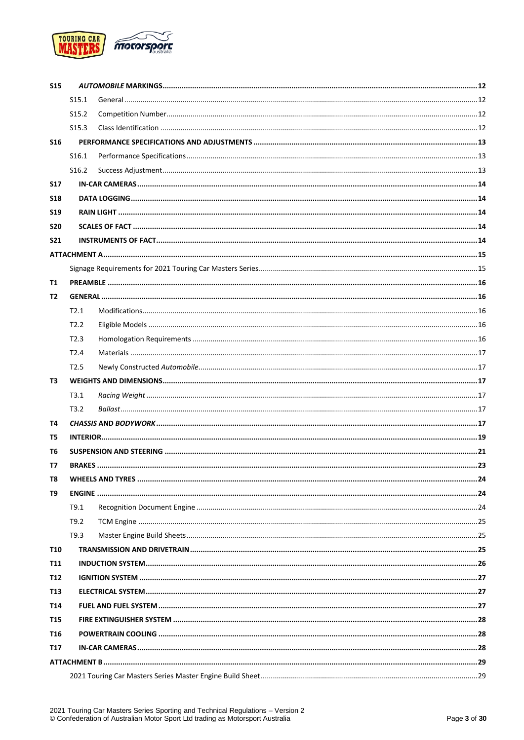| | | | |
|---|---|---|---|
| **S15** | | ***AUTOMOBILE* MARKINGS** | **12** |
| | S15.1 | General | 12 |
| | S15.2 | Competition Number | 12 |
| | S15.3 | Class Identification | 12 |
| **S16** | | **PERFORMANCE SPECIFICATIONS AND ADJUSTMENTS** | **13** |
| | S16.1 | Performance Specifications | 13 |
| | S16.2 | Success Adjustment | 13 |
| **S17** | | **IN-CAR CAMERAS** | **14** |
| **S18** | | **DATA LOGGING** | **14** |
| **S19** | | **RAIN LIGHT** | **14** |
| **S20** | | **SCALES OF FACT** | **14** |
| **S21** | | **INSTRUMENTS OF FACT** | **14** |
| **ATTACHMENT A** | | | **15** |
| | | Signage Requirements for 2021 Touring Car Masters Series | 15 |
| **T1** | | **PREAMBLE** | **16** |
| **T2** | | **GENERAL** | **16** |
| | T2.1 | Modifications | 16 |
| | T2.2 | Eligible Models | 16 |
| | T2.3 | Homologation Requirements | 16 |
| | T2.4 | Materials | 17 |
| | T2.5 | Newly Constructed *Automobile* | 17 |
| **T3** | | **WEIGHTS AND DIMENSIONS** | **17** |
| | T3.1 | *Racing Weight* | 17 |
| | T3.2 | *Ballast* | 17 |
| **T4** | | ***CHASSIS* AND *BODYWORK*** | **17** |
| **T5** | | **INTERIOR** | **19** |
| **T6** | | **SUSPENSION AND STEERING** | **21** |
| **T7** | | **BRAKES** | **23** |
| **T8** | | **WHEELS AND TYRES** | **24** |
| **T9** | | **ENGINE** | **24** |
| | T9.1 | Recognition Document Engine | 24 |
| | T9.2 | TCM Engine | 25 |
| | T9.3 | Master Engine Build Sheets | 25 |
| **T10** | | **TRANSMISSION AND DRIVETRAIN** | **25** |
| **T11** | | **INDUCTION SYSTEM** | **26** |
| **T12** | | **IGNITION SYSTEM** | **27** |
| **T13** | | **ELECTRICAL SYSTEM** | **27** |
| **T14** | | **FUEL AND FUEL SYSTEM** | **27** |
| **T15** | | **FIRE EXTINGUISHER SYSTEM** | **28** |
| **T16** | | **POWERTRAIN COOLING** | **28** |
| **T17** | | **IN-CAR CAMERAS** | **28** |
| **ATTACHMENT B** | | | **29** |
| | | 2021 Touring Car Masters Series Master Engine Build Sheet | 29 |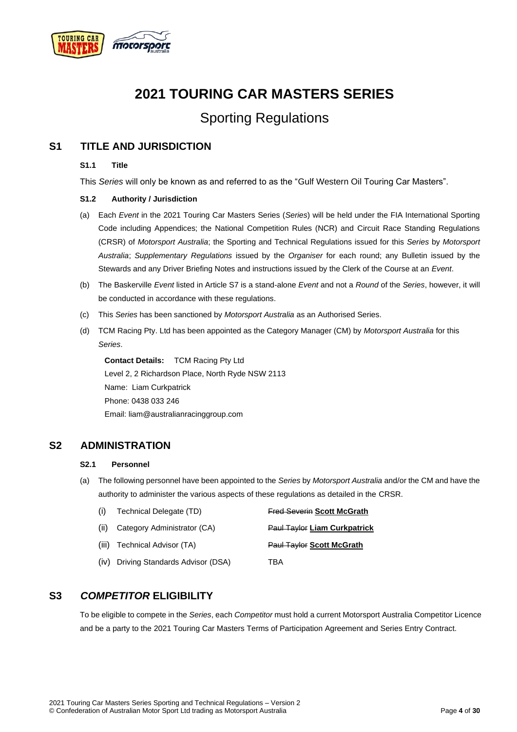# 2021 TOURING CAR MASTERS SERIES

## Sporting Regulations

## S1 TITLE AND JURISDICTION

### S1.1 Title

This *Series* will only be known as and referred to as the "Gulf Western Oil Touring Car Masters".

### S1.2 Authority / Jurisdiction

(a) Each *Event* in the 2021 Touring Car Masters Series (*Series*) will be held under the FIA International Sporting Code including Appendices; the National Competition Rules (NCR) and Circuit Race Standing Regulations (CRSR) of *Motorsport Australia*; the Sporting and Technical Regulations issued for this *Series* by *Motorsport Australia*; *Supplementary Regulations* issued by the *Organiser* for each round; any Bulletin issued by the Stewards and any Driver Briefing Notes and instructions issued by the Clerk of the Course at an *Event*.

(b) The Baskerville *Event* listed in Article S7 is a stand-alone *Event* and not a *Round* of the *Series*, however, it will be conducted in accordance with these regulations.

(c) This *Series* has been sanctioned by *Motorsport Australia* as an Authorised Series.

(d) TCM Racing Pty. Ltd has been appointed as the Category Manager (CM) by *Motorsport Australia* for this *Series*.

**Contact Details:** TCM Racing Pty Ltd
Level 2, 2 Richardson Place, North Ryde NSW 2113
Name: Liam Curkpatrick
Phone: 0438 033 246
Email: liam@australianracinggroup.com

## S2 ADMINISTRATION

### S2.1 Personnel

(a) The following personnel have been appointed to the *Series* by *Motorsport Australia* and/or the CM and have the authority to administer the various aspects of these regulations as detailed in the CRSR.

| | | |
|---|---|---|
| (i) | Technical Delegate (TD) | ~~Fred Severin~~ **Scott McGrath** |
| (ii) | Category Administrator (CA) | ~~Paul Taylor~~ **Liam Curkpatrick** |
| (iii) | Technical Advisor (TA) | ~~Paul Taylor~~ **Scott McGrath** |
| (iv) | Driving Standards Advisor (DSA) | TBA |

## S3 *COMPETITOR* ELIGIBILITY

To be eligible to compete in the *Series*, each *Competitor* must hold a current Motorsport Australia Competitor Licence and be a party to the 2021 Touring Car Masters Terms of Participation Agreement and Series Entry Contract.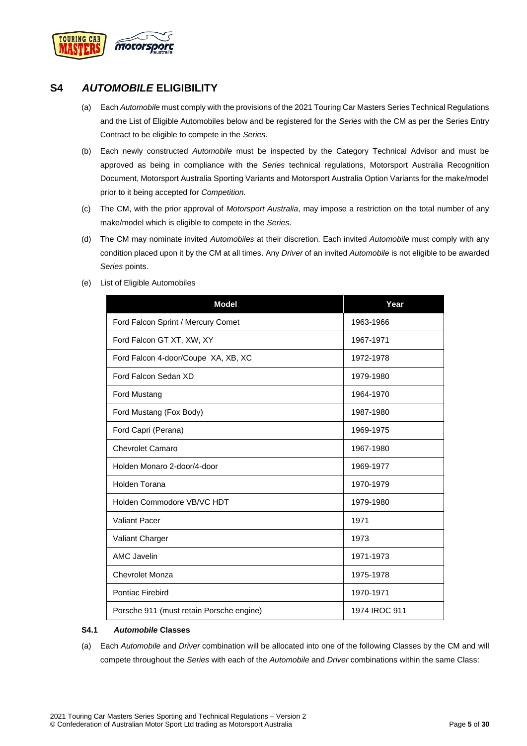## S4 *AUTOMOBILE* ELIGIBILITY

(a) Each *Automobile* must comply with the provisions of the 2021 Touring Car Masters Series Technical Regulations and the List of Eligible Automobiles below and be registered for the *Series* with the CM as per the Series Entry Contract to be eligible to compete in the *Series*.

(b) Each newly constructed *Automobile* must be inspected by the Category Technical Advisor and must be approved as being in compliance with the *Series* technical regulations, Motorsport Australia Recognition Document, Motorsport Australia Sporting Variants and Motorsport Australia Option Variants for the make/model prior to it being accepted for *Competition.*

(c) The CM, with the prior approval of *Motorsport Australia*, may impose a restriction on the total number of any make/model which is eligible to compete in the *Series*.

(d) The CM may nominate invited *Automobiles* at their discretion. Each invited *Automobile* must comply with any condition placed upon it by the CM at all times. Any *Driver* of an invited *Automobile* is not eligible to be awarded *Series* points.

(e) List of Eligible Automobiles

| Model | Year |
|---|---|
| Ford Falcon Sprint / Mercury Comet | 1963-1966 |
| Ford Falcon GT XT, XW, XY | 1967-1971 |
| Ford Falcon 4-door/Coupe XA, XB, XC | 1972-1978 |
| Ford Falcon Sedan XD | 1979-1980 |
| Ford Mustang | 1964-1970 |
| Ford Mustang (Fox Body) | 1987-1980 |
| Ford Capri (Perana) | 1969-1975 |
| Chevrolet Camaro | 1967-1980 |
| Holden Monaro 2-door/4-door | 1969-1977 |
| Holden Torana | 1970-1979 |
| Holden Commodore VB/VC HDT | 1979-1980 |
| Valiant Pacer | 1971 |
| Valiant Charger | 1973 |
| AMC Javelin | 1971-1973 |
| Chevrolet Monza | 1975-1978 |
| Pontiac Firebird | 1970-1971 |
| Porsche 911 (must retain Porsche engine) | 1974 IROC 911 |

### S4.1 *Automobile* Classes

(a) Each *Automobile* and *Driver* combination will be allocated into one of the following Classes by the CM and will compete throughout the *Series* with each of the *Automobile* and *Driver* combinations within the same Class: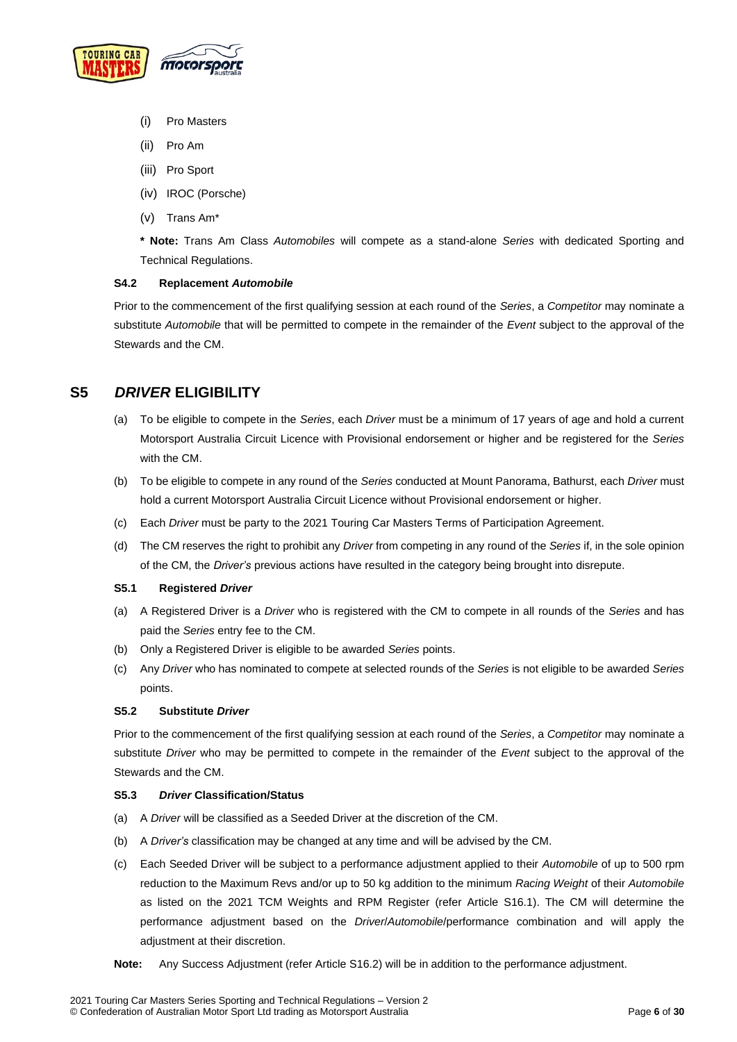(i) Pro Masters

(ii) Pro Am

(iii) Pro Sport

(iv) IROC (Porsche)

(v) Trans Am*

**\* Note:** Trans Am Class *Automobiles* will compete as a stand-alone *Series* with dedicated Sporting and Technical Regulations.

#### S4.2 Replacement *Automobile*

Prior to the commencement of the first qualifying session at each round of the *Series*, a *Competitor* may nominate a substitute *Automobile* that will be permitted to compete in the remainder of the *Event* subject to the approval of the Stewards and the CM.

## S5 *DRIVER* ELIGIBILITY

(a) To be eligible to compete in the *Series*, each *Driver* must be a minimum of 17 years of age and hold a current Motorsport Australia Circuit Licence with Provisional endorsement or higher and be registered for the *Series* with the CM.

(b) To be eligible to compete in any round of the *Series* conducted at Mount Panorama, Bathurst, each *Driver* must hold a current Motorsport Australia Circuit Licence without Provisional endorsement or higher.

(c) Each *Driver* must be party to the 2021 Touring Car Masters Terms of Participation Agreement.

(d) The CM reserves the right to prohibit any *Driver* from competing in any round of the *Series* if, in the sole opinion of the CM, the *Driver's* previous actions have resulted in the category being brought into disrepute.

#### S5.1 Registered *Driver*

(a) A Registered Driver is a *Driver* who is registered with the CM to compete in all rounds of the *Series* and has paid the *Series* entry fee to the CM.

(b) Only a Registered Driver is eligible to be awarded *Series* points.

(c) Any *Driver* who has nominated to compete at selected rounds of the *Series* is not eligible to be awarded *Series* points.

#### S5.2 Substitute *Driver*

Prior to the commencement of the first qualifying session at each round of the *Series*, a *Competitor* may nominate a substitute *Driver* who may be permitted to compete in the remainder of the *Event* subject to the approval of the Stewards and the CM.

#### S5.3 *Driver* Classification/Status

(a) A *Driver* will be classified as a Seeded Driver at the discretion of the CM.

(b) A *Driver's* classification may be changed at any time and will be advised by the CM.

(c) Each Seeded Driver will be subject to a performance adjustment applied to their *Automobile* of up to 500 rpm reduction to the Maximum Revs and/or up to 50 kg addition to the minimum *Racing Weight* of their *Automobile* as listed on the 2021 TCM Weights and RPM Register (refer Article S16.1). The CM will determine the performance adjustment based on the *Driver*/*Automobile*/performance combination and will apply the adjustment at their discretion.

**Note:** Any Success Adjustment (refer Article S16.2) will be in addition to the performance adjustment.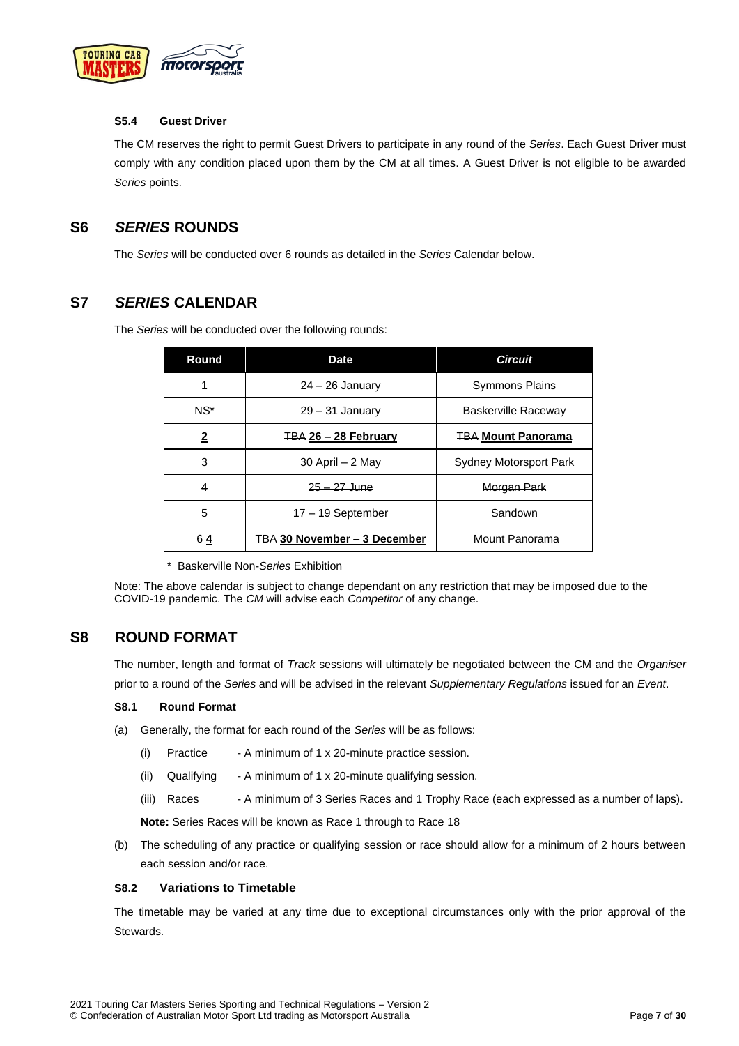**S5.4 Guest Driver**

The CM reserves the right to permit Guest Drivers to participate in any round of the *Series*. Each Guest Driver must comply with any condition placed upon them by the CM at all times. A Guest Driver is not eligible to be awarded *Series* points.

## S6 *SERIES* ROUNDS

The *Series* will be conducted over 6 rounds as detailed in the *Series* Calendar below.

## S7 *SERIES* CALENDAR

The *Series* will be conducted over the following rounds:

| Round | Date | *Circuit* |
|---|---|---|
| 1 | 24 – 26 January | Symmons Plains |
| NS* | 29 – 31 January | Baskerville Raceway |
| **2** | ~~TBA~~ **26 – 28 February** | ~~TBA~~ **Mount Panorama** |
| 3 | 30 April – 2 May | Sydney Motorsport Park |
| ~~4~~ | ~~25 – 27 June~~ | ~~Morgan Park~~ |
| ~~5~~ | ~~17 – 19 September~~ | ~~Sandown~~ |
| ~~6~~ **4** | ~~TBA~~ **30 November – 3 December** | Mount Panorama |

\* Baskerville Non-*Series* Exhibition

Note: The above calendar is subject to change dependant on any restriction that may be imposed due to the COVID-19 pandemic. The *CM* will advise each *Competitor* of any change.

## S8 ROUND FORMAT

The number, length and format of *Track* sessions will ultimately be negotiated between the CM and the *Organiser* prior to a round of the *Series* and will be advised in the relevant *Supplementary Regulations* issued for an *Event*.

**S8.1 Round Format**

(a) Generally, the format for each round of the *Series* will be as follows:

(i) Practice - A minimum of 1 x 20-minute practice session.

(ii) Qualifying - A minimum of 1 x 20-minute qualifying session.

(iii) Races - A minimum of 3 Series Races and 1 Trophy Race (each expressed as a number of laps).

**Note:** Series Races will be known as Race 1 through to Race 18

(b) The scheduling of any practice or qualifying session or race should allow for a minimum of 2 hours between each session and/or race.

**S8.2 Variations to Timetable**

The timetable may be varied at any time due to exceptional circumstances only with the prior approval of the Stewards.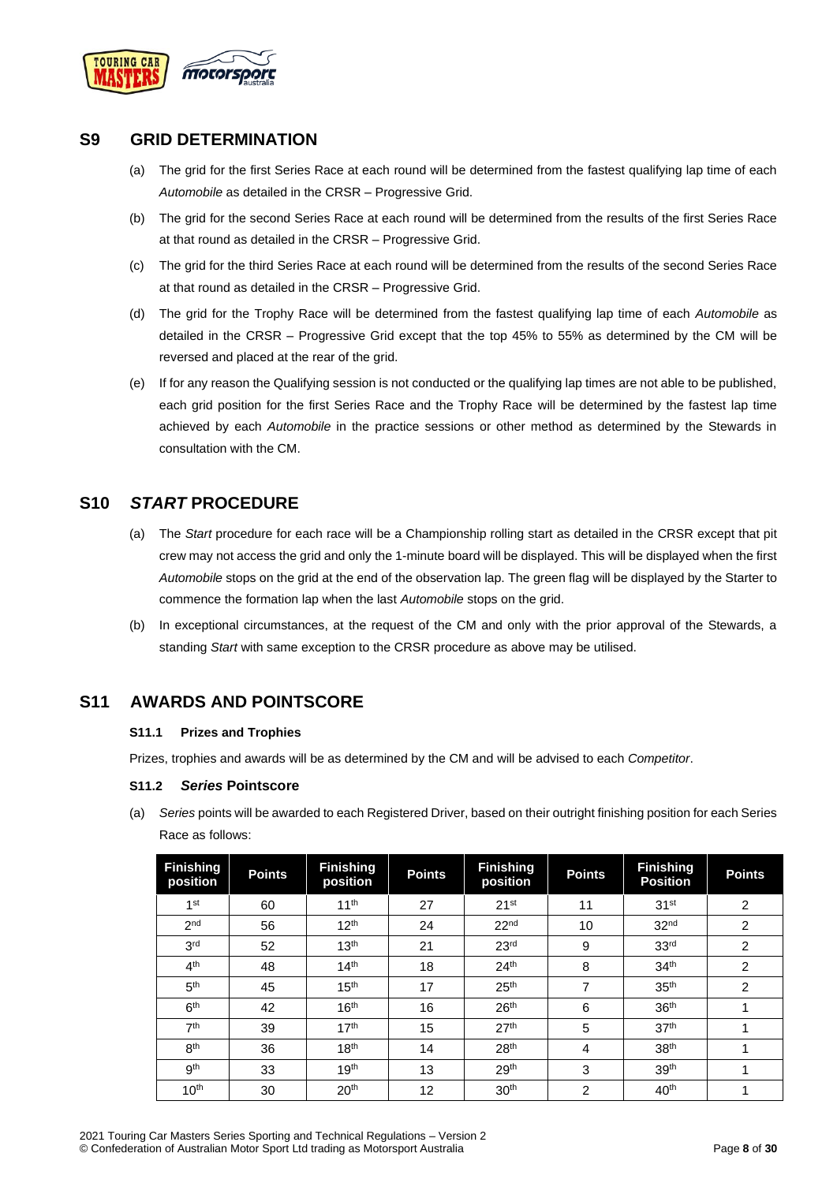## S9 GRID DETERMINATION

(a) The grid for the first Series Race at each round will be determined from the fastest qualifying lap time of each *Automobile* as detailed in the CRSR – Progressive Grid.

(b) The grid for the second Series Race at each round will be determined from the results of the first Series Race at that round as detailed in the CRSR – Progressive Grid.

(c) The grid for the third Series Race at each round will be determined from the results of the second Series Race at that round as detailed in the CRSR – Progressive Grid.

(d) The grid for the Trophy Race will be determined from the fastest qualifying lap time of each *Automobile* as detailed in the CRSR – Progressive Grid except that the top 45% to 55% as determined by the CM will be reversed and placed at the rear of the grid.

(e) If for any reason the Qualifying session is not conducted or the qualifying lap times are not able to be published, each grid position for the first Series Race and the Trophy Race will be determined by the fastest lap time achieved by each *Automobile* in the practice sessions or other method as determined by the Stewards in consultation with the CM.

## S10 *START* PROCEDURE

(a) The *Start* procedure for each race will be a Championship rolling start as detailed in the CRSR except that pit crew may not access the grid and only the 1-minute board will be displayed. This will be displayed when the first *Automobile* stops on the grid at the end of the observation lap. The green flag will be displayed by the Starter to commence the formation lap when the last *Automobile* stops on the grid.

(b) In exceptional circumstances, at the request of the CM and only with the prior approval of the Stewards, a standing *Start* with same exception to the CRSR procedure as above may be utilised.

## S11 AWARDS AND POINTSCORE

### S11.1 Prizes and Trophies

Prizes, trophies and awards will be as determined by the CM and will be advised to each *Competitor*.

### S11.2 *Series* Pointscore

(a) *Series* points will be awarded to each Registered Driver, based on their outright finishing position for each Series Race as follows:

| Finishing position | Points | Finishing position | Points | Finishing position | Points | Finishing Position | Points |
|---|---|---|---|---|---|---|---|
| 1st | 60 | 11th | 27 | 21st | 11 | 31st | 2 |
| 2nd | 56 | 12th | 24 | 22nd | 10 | 32nd | 2 |
| 3rd | 52 | 13th | 21 | 23rd | 9 | 33rd | 2 |
| 4th | 48 | 14th | 18 | 24th | 8 | 34th | 2 |
| 5th | 45 | 15th | 17 | 25th | 7 | 35th | 2 |
| 6th | 42 | 16th | 16 | 26th | 6 | 36th | 1 |
| 7th | 39 | 17th | 15 | 27th | 5 | 37th | 1 |
| 8th | 36 | 18th | 14 | 28th | 4 | 38th | 1 |
| 9th | 33 | 19th | 13 | 29th | 3 | 39th | 1 |
| 10th | 30 | 20th | 12 | 30th | 2 | 40th | 1 |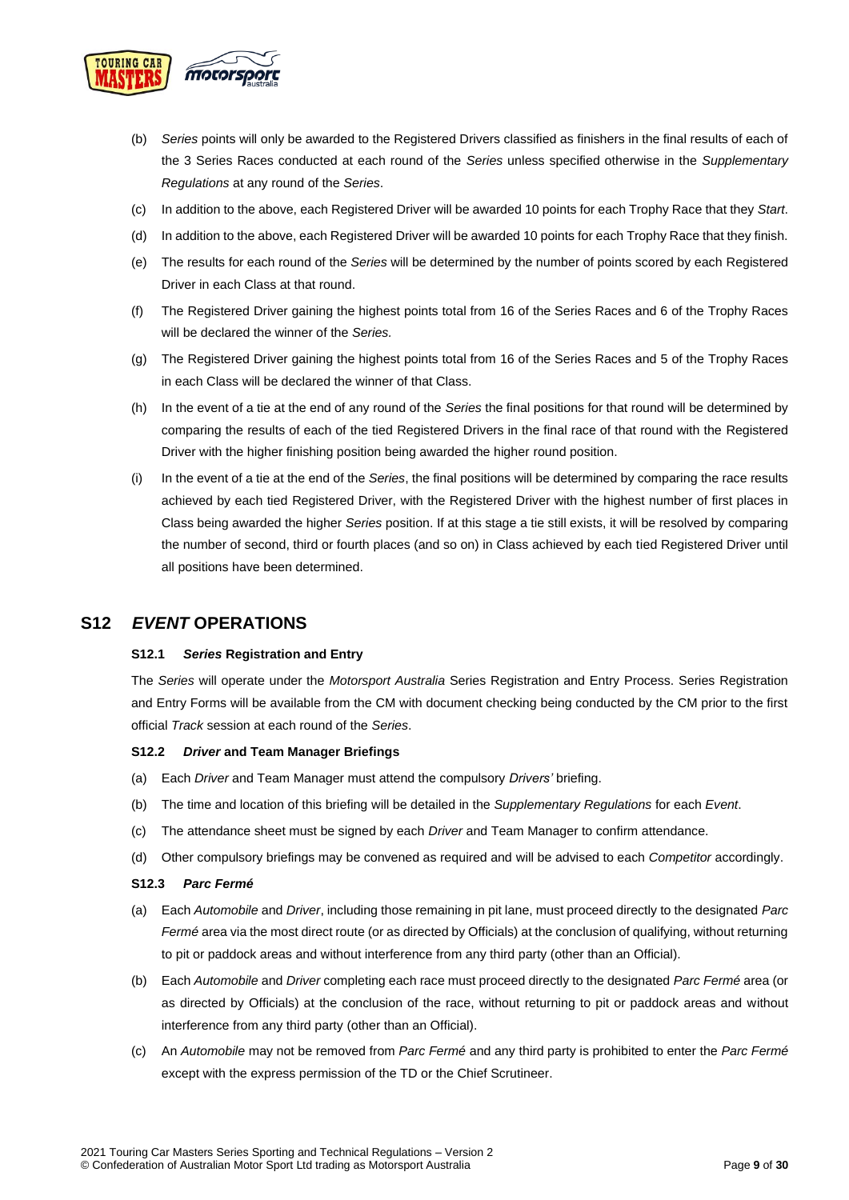(b) *Series* points will only be awarded to the Registered Drivers classified as finishers in the final results of each of the 3 Series Races conducted at each round of the *Series* unless specified otherwise in the *Supplementary Regulations* at any round of the *Series*.

(c) In addition to the above, each Registered Driver will be awarded 10 points for each Trophy Race that they *Start*.

(d) In addition to the above, each Registered Driver will be awarded 10 points for each Trophy Race that they finish.

(e) The results for each round of the *Series* will be determined by the number of points scored by each Registered Driver in each Class at that round.

(f) The Registered Driver gaining the highest points total from 16 of the Series Races and 6 of the Trophy Races will be declared the winner of the *Series.*

(g) The Registered Driver gaining the highest points total from 16 of the Series Races and 5 of the Trophy Races in each Class will be declared the winner of that Class.

(h) In the event of a tie at the end of any round of the *Series* the final positions for that round will be determined by comparing the results of each of the tied Registered Drivers in the final race of that round with the Registered Driver with the higher finishing position being awarded the higher round position.

(i) In the event of a tie at the end of the *Series*, the final positions will be determined by comparing the race results achieved by each tied Registered Driver, with the Registered Driver with the highest number of first places in Class being awarded the higher *Series* position. If at this stage a tie still exists, it will be resolved by comparing the number of second, third or fourth places (and so on) in Class achieved by each tied Registered Driver until all positions have been determined.

## S12 *EVENT* OPERATIONS

### S12.1 *Series* Registration and Entry

The *Series* will operate under the *Motorsport Australia* Series Registration and Entry Process. Series Registration and Entry Forms will be available from the CM with document checking being conducted by the CM prior to the first official *Track* session at each round of the *Series*.

### S12.2 *Driver* and Team Manager Briefings

(a) Each *Driver* and Team Manager must attend the compulsory *Drivers'* briefing.

(b) The time and location of this briefing will be detailed in the *Supplementary Regulations* for each *Event*.

(c) The attendance sheet must be signed by each *Driver* and Team Manager to confirm attendance.

(d) Other compulsory briefings may be convened as required and will be advised to each *Competitor* accordingly.

### S12.3 *Parc Fermé*

(a) Each *Automobile* and *Driver*, including those remaining in pit lane, must proceed directly to the designated *Parc Fermé* area via the most direct route (or as directed by Officials) at the conclusion of qualifying, without returning to pit or paddock areas and without interference from any third party (other than an Official).

(b) Each *Automobile* and *Driver* completing each race must proceed directly to the designated *Parc Fermé* area (or as directed by Officials) at the conclusion of the race, without returning to pit or paddock areas and without interference from any third party (other than an Official).

(c) An *Automobile* may not be removed from *Parc Fermé* and any third party is prohibited to enter the *Parc Fermé* except with the express permission of the TD or the Chief Scrutineer.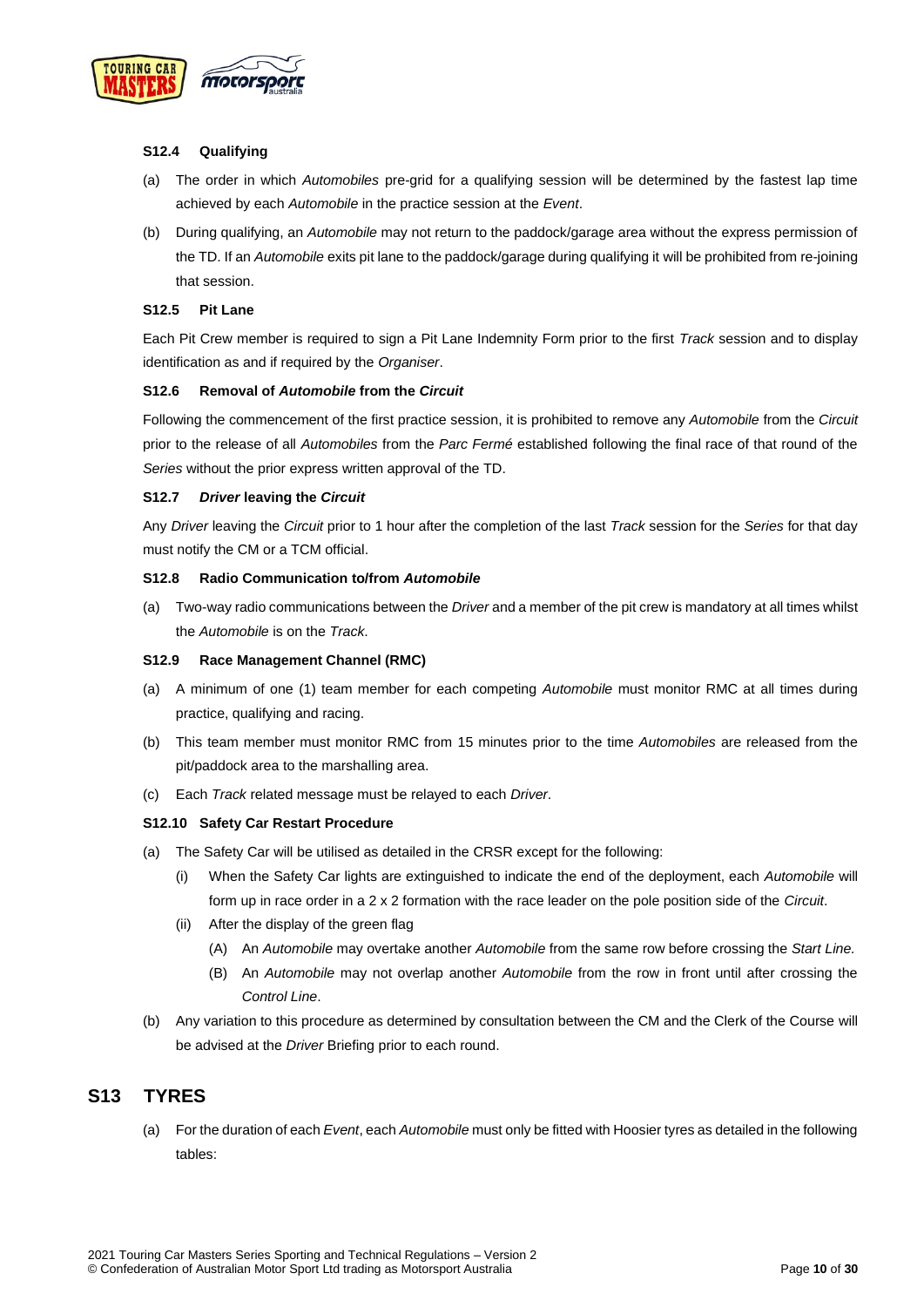### S12.4 Qualifying

(a) The order in which *Automobiles* pre-grid for a qualifying session will be determined by the fastest lap time achieved by each *Automobile* in the practice session at the *Event*.

(b) During qualifying, an *Automobile* may not return to the paddock/garage area without the express permission of the TD. If an *Automobile* exits pit lane to the paddock/garage during qualifying it will be prohibited from re-joining that session.

### S12.5 Pit Lane

Each Pit Crew member is required to sign a Pit Lane Indemnity Form prior to the first *Track* session and to display identification as and if required by the *Organiser*.

### S12.6 Removal of *Automobile* from the *Circuit*

Following the commencement of the first practice session, it is prohibited to remove any *Automobile* from the *Circuit* prior to the release of all *Automobiles* from the *Parc Fermé* established following the final race of that round of the *Series* without the prior express written approval of the TD.

### S12.7 *Driver* leaving the *Circuit*

Any *Driver* leaving the *Circuit* prior to 1 hour after the completion of the last *Track* session for the *Series* for that day must notify the CM or a TCM official.

### S12.8 Radio Communication to/from *Automobile*

(a) Two-way radio communications between the *Driver* and a member of the pit crew is mandatory at all times whilst the *Automobile* is on the *Track*.

### S12.9 Race Management Channel (RMC)

(a) A minimum of one (1) team member for each competing *Automobile* must monitor RMC at all times during practice, qualifying and racing.

(b) This team member must monitor RMC from 15 minutes prior to the time *Automobiles* are released from the pit/paddock area to the marshalling area.

(c) Each *Track* related message must be relayed to each *Driver*.

### S12.10 Safety Car Restart Procedure

(a) The Safety Car will be utilised as detailed in the CRSR except for the following:

  (i) When the Safety Car lights are extinguished to indicate the end of the deployment, each *Automobile* will form up in race order in a 2 x 2 formation with the race leader on the pole position side of the *Circuit*.

  (ii) After the display of the green flag

    (A) An *Automobile* may overtake another *Automobile* from the same row before crossing the *Start Line.*

    (B) An *Automobile* may not overlap another *Automobile* from the row in front until after crossing the *Control Line*.

(b) Any variation to this procedure as determined by consultation between the CM and the Clerk of the Course will be advised at the *Driver* Briefing prior to each round.

## S13 TYRES

(a) For the duration of each *Event*, each *Automobile* must only be fitted with Hoosier tyres as detailed in the following tables: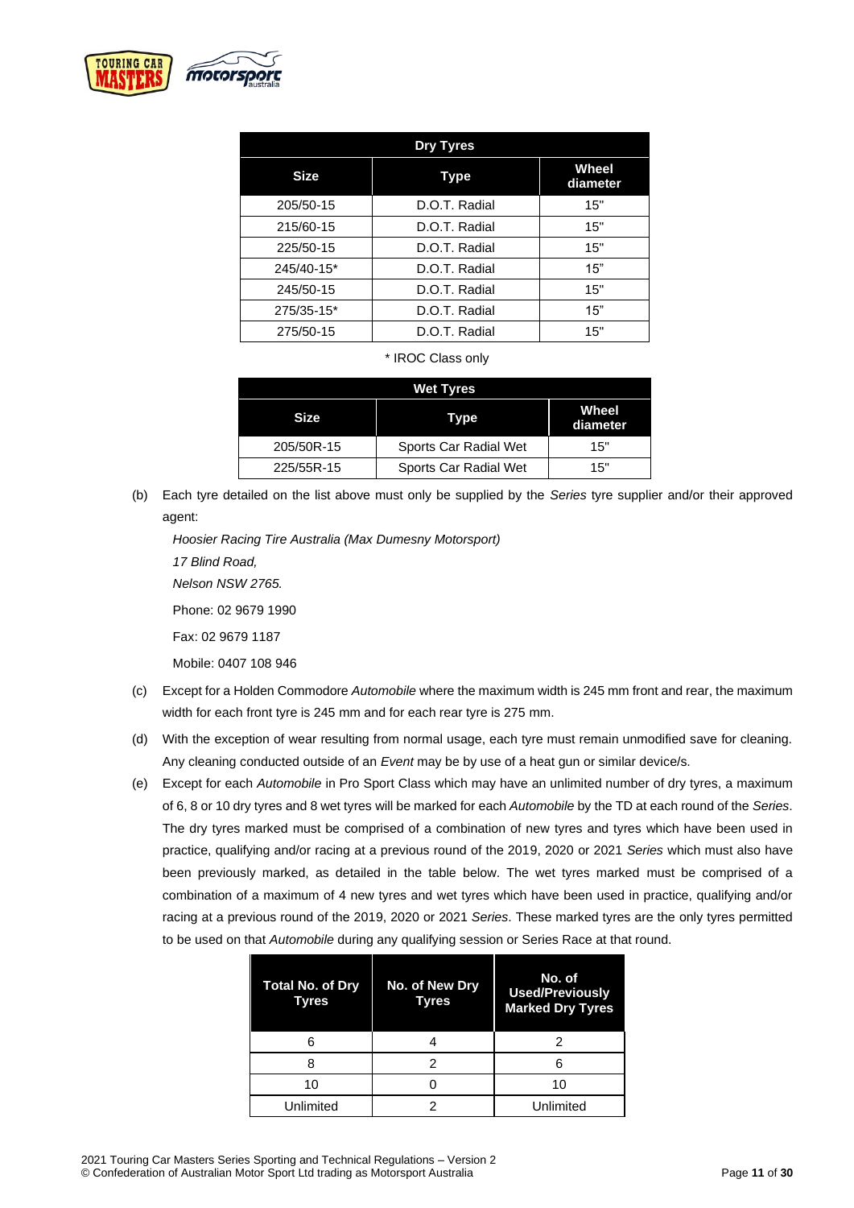| Dry Tyres | | |
|---|---|---|
| **Size** | **Type** | **Wheel diameter** |
| 205/50-15 | D.O.T. Radial | 15" |
| 215/60-15 | D.O.T. Radial | 15" |
| 225/50-15 | D.O.T. Radial | 15" |
| 245/40-15* | D.O.T. Radial | 15" |
| 245/50-15 | D.O.T. Radial | 15" |
| 275/35-15* | D.O.T. Radial | 15" |
| 275/50-15 | D.O.T. Radial | 15" |

\* IROC Class only

| Wet Tyres | | |
|---|---|---|
| **Size** | **Type** | **Wheel diameter** |
| 205/50R-15 | Sports Car Radial Wet | 15" |
| 225/55R-15 | Sports Car Radial Wet | 15" |

(b) Each tyre detailed on the list above must only be supplied by the *Series* tyre supplier and/or their approved agent:

*Hoosier Racing Tire Australia (Max Dumesny Motorsport)*
*17 Blind Road,*
*Nelson NSW 2765.*
Phone: 02 9679 1990
Fax: 02 9679 1187
Mobile: 0407 108 946

(c) Except for a Holden Commodore *Automobile* where the maximum width is 245 mm front and rear, the maximum width for each front tyre is 245 mm and for each rear tyre is 275 mm.

(d) With the exception of wear resulting from normal usage, each tyre must remain unmodified save for cleaning. Any cleaning conducted outside of an *Event* may be by use of a heat gun or similar device/s.

(e) Except for each *Automobile* in Pro Sport Class which may have an unlimited number of dry tyres, a maximum of 6, 8 or 10 dry tyres and 8 wet tyres will be marked for each *Automobile* by the TD at each round of the *Series*. The dry tyres marked must be comprised of a combination of new tyres and tyres which have been used in practice, qualifying and/or racing at a previous round of the 2019, 2020 or 2021 *Series* which must also have been previously marked, as detailed in the table below. The wet tyres marked must be comprised of a combination of a maximum of 4 new tyres and wet tyres which have been used in practice, qualifying and/or racing at a previous round of the 2019, 2020 or 2021 *Series*. These marked tyres are the only tyres permitted to be used on that *Automobile* during any qualifying session or Series Race at that round.

| Total No. of Dry Tyres | No. of New Dry Tyres | No. of Used/Previously Marked Dry Tyres |
|---|---|---|
| 6 | 4 | 2 |
| 8 | 2 | 6 |
| 10 | 0 | 10 |
| Unlimited | 2 | Unlimited |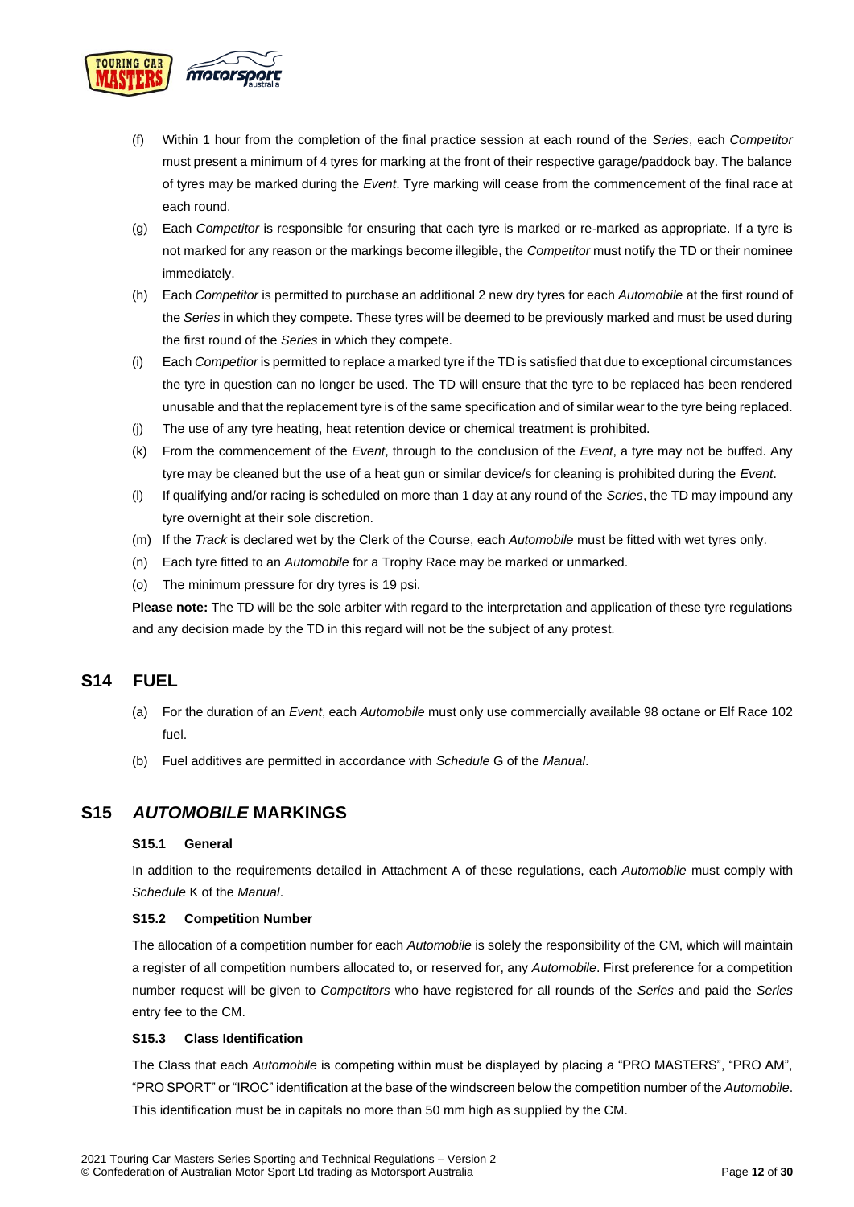(f) Within 1 hour from the completion of the final practice session at each round of the *Series*, each *Competitor* must present a minimum of 4 tyres for marking at the front of their respective garage/paddock bay. The balance of tyres may be marked during the *Event*. Tyre marking will cease from the commencement of the final race at each round.

(g) Each *Competitor* is responsible for ensuring that each tyre is marked or re-marked as appropriate. If a tyre is not marked for any reason or the markings become illegible, the *Competitor* must notify the TD or their nominee immediately.

(h) Each *Competitor* is permitted to purchase an additional 2 new dry tyres for each *Automobile* at the first round of the *Series* in which they compete. These tyres will be deemed to be previously marked and must be used during the first round of the *Series* in which they compete.

(i) Each *Competitor* is permitted to replace a marked tyre if the TD is satisfied that due to exceptional circumstances the tyre in question can no longer be used. The TD will ensure that the tyre to be replaced has been rendered unusable and that the replacement tyre is of the same specification and of similar wear to the tyre being replaced.

(j) The use of any tyre heating, heat retention device or chemical treatment is prohibited.

(k) From the commencement of the *Event*, through to the conclusion of the *Event*, a tyre may not be buffed. Any tyre may be cleaned but the use of a heat gun or similar device/s for cleaning is prohibited during the *Event*.

(l) If qualifying and/or racing is scheduled on more than 1 day at any round of the *Series*, the TD may impound any tyre overnight at their sole discretion.

(m) If the *Track* is declared wet by the Clerk of the Course, each *Automobile* must be fitted with wet tyres only.

(n) Each tyre fitted to an *Automobile* for a Trophy Race may be marked or unmarked.

(o) The minimum pressure for dry tyres is 19 psi.

**Please note:** The TD will be the sole arbiter with regard to the interpretation and application of these tyre regulations and any decision made by the TD in this regard will not be the subject of any protest.

## S14 FUEL

(a) For the duration of an *Event*, each *Automobile* must only use commercially available 98 octane or Elf Race 102 fuel.

(b) Fuel additives are permitted in accordance with *Schedule* G of the *Manual*.

## S15 *AUTOMOBILE* MARKINGS

### S15.1 General

In addition to the requirements detailed in Attachment A of these regulations, each *Automobile* must comply with *Schedule* K of the *Manual*.

### S15.2 Competition Number

The allocation of a competition number for each *Automobile* is solely the responsibility of the CM, which will maintain a register of all competition numbers allocated to, or reserved for, any *Automobile*. First preference for a competition number request will be given to *Competitors* who have registered for all rounds of the *Series* and paid the *Series* entry fee to the CM.

### S15.3 Class Identification

The Class that each *Automobile* is competing within must be displayed by placing a "PRO MASTERS", "PRO AM", "PRO SPORT" or "IROC" identification at the base of the windscreen below the competition number of the *Automobile*. This identification must be in capitals no more than 50 mm high as supplied by the CM.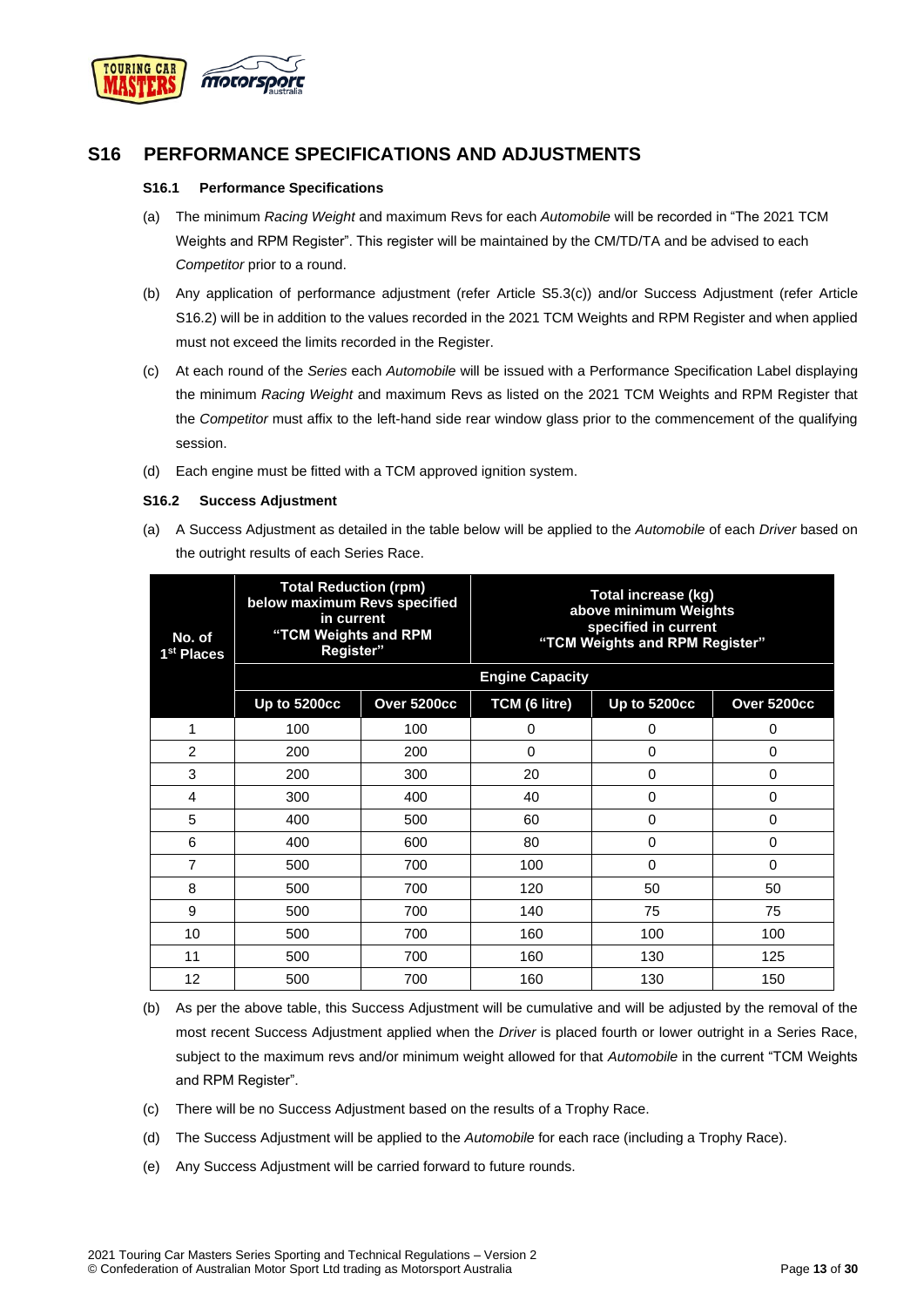## S16 PERFORMANCE SPECIFICATIONS AND ADJUSTMENTS

### S16.1 Performance Specifications

(a) The minimum *Racing Weight* and maximum Revs for each *Automobile* will be recorded in "The 2021 TCM Weights and RPM Register". This register will be maintained by the CM/TD/TA and be advised to each *Competitor* prior to a round.

(b) Any application of performance adjustment (refer Article S5.3(c)) and/or Success Adjustment (refer Article S16.2) will be in addition to the values recorded in the 2021 TCM Weights and RPM Register and when applied must not exceed the limits recorded in the Register.

(c) At each round of the *Series* each *Automobile* will be issued with a Performance Specification Label displaying the minimum *Racing Weight* and maximum Revs as listed on the 2021 TCM Weights and RPM Register that the *Competitor* must affix to the left-hand side rear window glass prior to the commencement of the qualifying session.

(d) Each engine must be fitted with a TCM approved ignition system.

### S16.2 Success Adjustment

(a) A Success Adjustment as detailed in the table below will be applied to the *Automobile* of each *Driver* based on the outright results of each Series Race.

| No. of 1st Places | Total Reduction (rpm) below maximum Revs specified in current "TCM Weights and RPM Register" | | Total increase (kg) above minimum Weights specified in current "TCM Weights and RPM Register" | | |
|---|---|---|---|---|---|
| | Engine Capacity | | | | |
| | Up to 5200cc | Over 5200cc | TCM (6 litre) | Up to 5200cc | Over 5200cc |
| 1 | 100 | 100 | 0 | 0 | 0 |
| 2 | 200 | 200 | 0 | 0 | 0 |
| 3 | 200 | 300 | 20 | 0 | 0 |
| 4 | 300 | 400 | 40 | 0 | 0 |
| 5 | 400 | 500 | 60 | 0 | 0 |
| 6 | 400 | 600 | 80 | 0 | 0 |
| 7 | 500 | 700 | 100 | 0 | 0 |
| 8 | 500 | 700 | 120 | 50 | 50 |
| 9 | 500 | 700 | 140 | 75 | 75 |
| 10 | 500 | 700 | 160 | 100 | 100 |
| 11 | 500 | 700 | 160 | 130 | 125 |
| 12 | 500 | 700 | 160 | 130 | 150 |

(b) As per the above table, this Success Adjustment will be cumulative and will be adjusted by the removal of the most recent Success Adjustment applied when the *Driver* is placed fourth or lower outright in a Series Race, subject to the maximum revs and/or minimum weight allowed for that *Automobile* in the current "TCM Weights and RPM Register".

(c) There will be no Success Adjustment based on the results of a Trophy Race.

(d) The Success Adjustment will be applied to the *Automobile* for each race (including a Trophy Race).

(e) Any Success Adjustment will be carried forward to future rounds.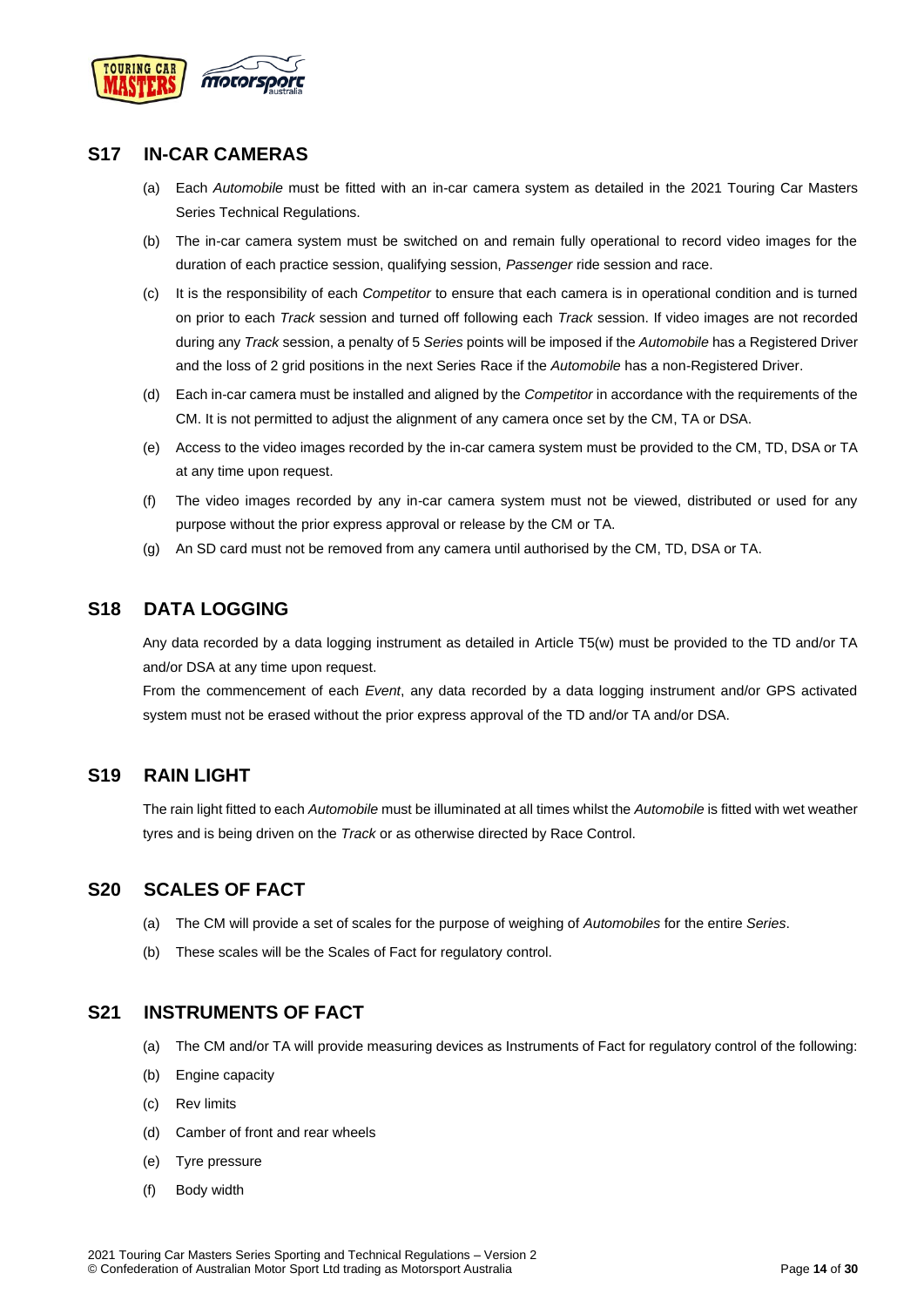## S17 IN-CAR CAMERAS

(a) Each *Automobile* must be fitted with an in-car camera system as detailed in the 2021 Touring Car Masters Series Technical Regulations.

(b) The in-car camera system must be switched on and remain fully operational to record video images for the duration of each practice session, qualifying session, *Passenger* ride session and race.

(c) It is the responsibility of each *Competitor* to ensure that each camera is in operational condition and is turned on prior to each *Track* session and turned off following each *Track* session. If video images are not recorded during any *Track* session, a penalty of 5 *Series* points will be imposed if the *Automobile* has a Registered Driver and the loss of 2 grid positions in the next Series Race if the *Automobile* has a non-Registered Driver.

(d) Each in-car camera must be installed and aligned by the *Competitor* in accordance with the requirements of the CM. It is not permitted to adjust the alignment of any camera once set by the CM, TA or DSA.

(e) Access to the video images recorded by the in-car camera system must be provided to the CM, TD, DSA or TA at any time upon request.

(f) The video images recorded by any in-car camera system must not be viewed, distributed or used for any purpose without the prior express approval or release by the CM or TA.

(g) An SD card must not be removed from any camera until authorised by the CM, TD, DSA or TA.

## S18 DATA LOGGING

Any data recorded by a data logging instrument as detailed in Article T5(w) must be provided to the TD and/or TA and/or DSA at any time upon request.

From the commencement of each *Event*, any data recorded by a data logging instrument and/or GPS activated system must not be erased without the prior express approval of the TD and/or TA and/or DSA.

## S19 RAIN LIGHT

The rain light fitted to each *Automobile* must be illuminated at all times whilst the *Automobile* is fitted with wet weather tyres and is being driven on the *Track* or as otherwise directed by Race Control.

## S20 SCALES OF FACT

(a) The CM will provide a set of scales for the purpose of weighing of *Automobiles* for the entire *Series*.

(b) These scales will be the Scales of Fact for regulatory control.

## S21 INSTRUMENTS OF FACT

(a) The CM and/or TA will provide measuring devices as Instruments of Fact for regulatory control of the following:

(b) Engine capacity

(c) Rev limits

(d) Camber of front and rear wheels

(e) Tyre pressure

(f) Body width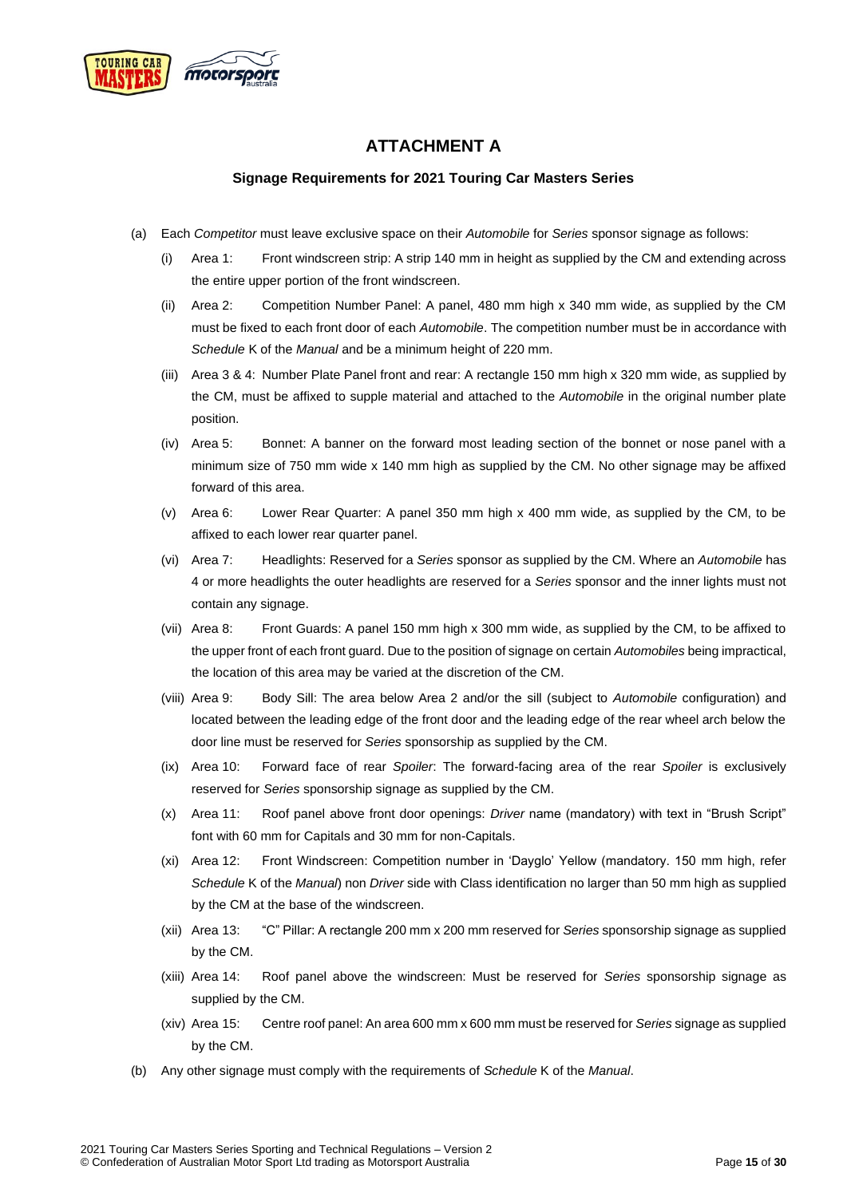# ATTACHMENT A

### Signage Requirements for 2021 Touring Car Masters Series

(a) Each *Competitor* must leave exclusive space on their *Automobile* for *Series* sponsor signage as follows:

  (i) Area 1: Front windscreen strip: A strip 140 mm in height as supplied by the CM and extending across the entire upper portion of the front windscreen.

  (ii) Area 2: Competition Number Panel: A panel, 480 mm high x 340 mm wide, as supplied by the CM must be fixed to each front door of each *Automobile*. The competition number must be in accordance with *Schedule* K of the *Manual* and be a minimum height of 220 mm.

  (iii) Area 3 & 4: Number Plate Panel front and rear: A rectangle 150 mm high x 320 mm wide, as supplied by the CM, must be affixed to supple material and attached to the *Automobile* in the original number plate position.

  (iv) Area 5: Bonnet: A banner on the forward most leading section of the bonnet or nose panel with a minimum size of 750 mm wide x 140 mm high as supplied by the CM. No other signage may be affixed forward of this area.

  (v) Area 6: Lower Rear Quarter: A panel 350 mm high x 400 mm wide, as supplied by the CM, to be affixed to each lower rear quarter panel.

  (vi) Area 7: Headlights: Reserved for a *Series* sponsor as supplied by the CM. Where an *Automobile* has 4 or more headlights the outer headlights are reserved for a *Series* sponsor and the inner lights must not contain any signage.

  (vii) Area 8: Front Guards: A panel 150 mm high x 300 mm wide, as supplied by the CM, to be affixed to the upper front of each front guard. Due to the position of signage on certain *Automobiles* being impractical, the location of this area may be varied at the discretion of the CM.

  (viii) Area 9: Body Sill: The area below Area 2 and/or the sill (subject to *Automobile* configuration) and located between the leading edge of the front door and the leading edge of the rear wheel arch below the door line must be reserved for *Series* sponsorship as supplied by the CM.

  (ix) Area 10: Forward face of rear *Spoiler*: The forward-facing area of the rear *Spoiler* is exclusively reserved for *Series* sponsorship signage as supplied by the CM.

  (x) Area 11: Roof panel above front door openings: *Driver* name (mandatory) with text in "Brush Script" font with 60 mm for Capitals and 30 mm for non-Capitals.

  (xi) Area 12: Front Windscreen: Competition number in 'Dayglo' Yellow (mandatory. 150 mm high, refer *Schedule* K of the *Manual*) non *Driver* side with Class identification no larger than 50 mm high as supplied by the CM at the base of the windscreen.

  (xii) Area 13: "C" Pillar: A rectangle 200 mm x 200 mm reserved for *Series* sponsorship signage as supplied by the CM.

  (xiii) Area 14: Roof panel above the windscreen: Must be reserved for *Series* sponsorship signage as supplied by the CM.

  (xiv) Area 15: Centre roof panel: An area 600 mm x 600 mm must be reserved for *Series* signage as supplied by the CM.

(b) Any other signage must comply with the requirements of *Schedule* K of the *Manual*.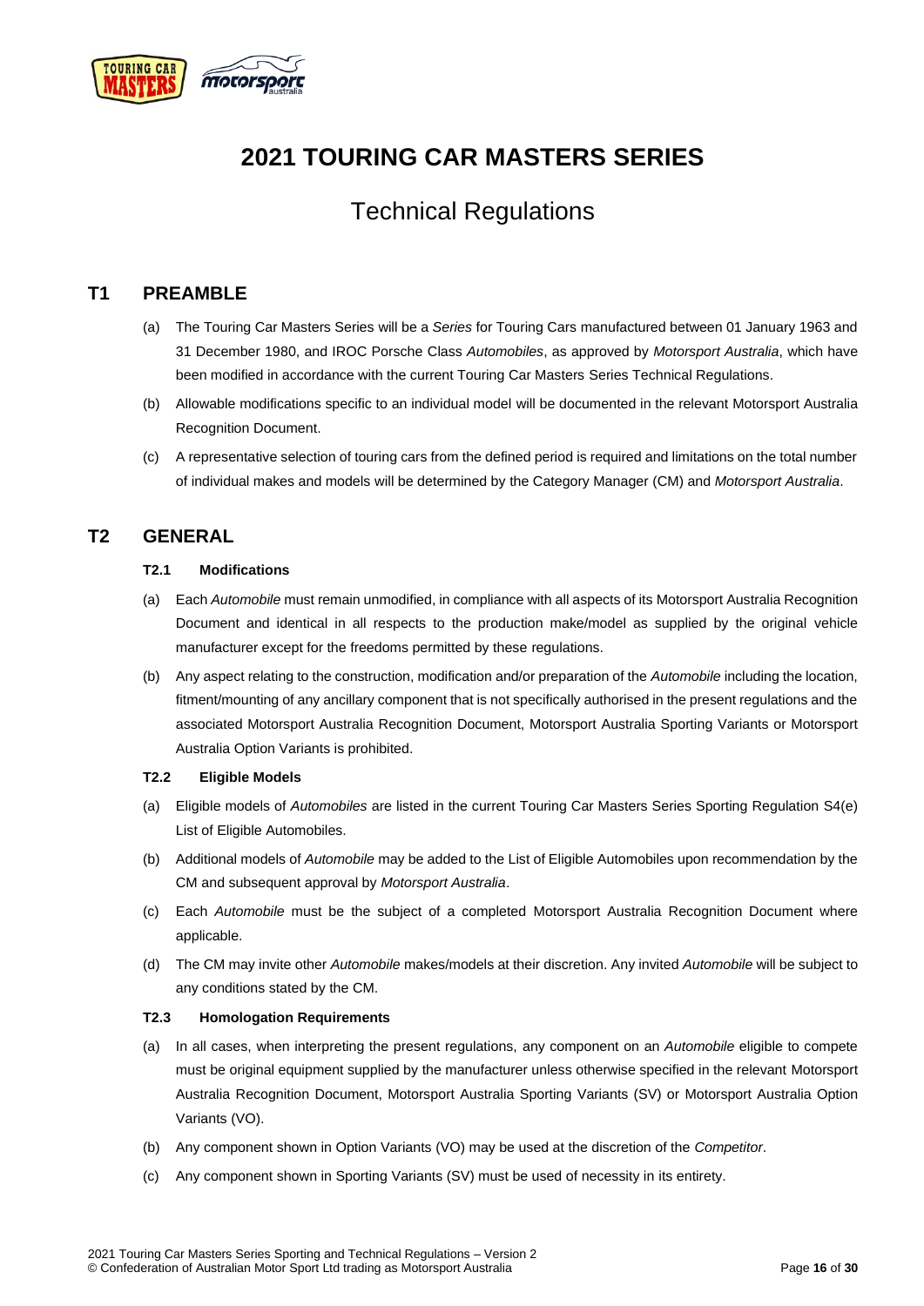# 2021 TOURING CAR MASTERS SERIES

## Technical Regulations

## T1 PREAMBLE

(a) The Touring Car Masters Series will be a *Series* for Touring Cars manufactured between 01 January 1963 and 31 December 1980, and IROC Porsche Class *Automobiles*, as approved by *Motorsport Australia*, which have been modified in accordance with the current Touring Car Masters Series Technical Regulations.

(b) Allowable modifications specific to an individual model will be documented in the relevant Motorsport Australia Recognition Document.

(c) A representative selection of touring cars from the defined period is required and limitations on the total number of individual makes and models will be determined by the Category Manager (CM) and *Motorsport Australia*.

## T2 GENERAL

### T2.1 Modifications

(a) Each *Automobile* must remain unmodified, in compliance with all aspects of its Motorsport Australia Recognition Document and identical in all respects to the production make/model as supplied by the original vehicle manufacturer except for the freedoms permitted by these regulations.

(b) Any aspect relating to the construction, modification and/or preparation of the *Automobile* including the location, fitment/mounting of any ancillary component that is not specifically authorised in the present regulations and the associated Motorsport Australia Recognition Document, Motorsport Australia Sporting Variants or Motorsport Australia Option Variants is prohibited.

### T2.2 Eligible Models

(a) Eligible models of *Automobiles* are listed in the current Touring Car Masters Series Sporting Regulation S4(e) List of Eligible Automobiles.

(b) Additional models of *Automobile* may be added to the List of Eligible Automobiles upon recommendation by the CM and subsequent approval by *Motorsport Australia*.

(c) Each *Automobile* must be the subject of a completed Motorsport Australia Recognition Document where applicable.

(d) The CM may invite other *Automobile* makes/models at their discretion. Any invited *Automobile* will be subject to any conditions stated by the CM.

### T2.3 Homologation Requirements

(a) In all cases, when interpreting the present regulations, any component on an *Automobile* eligible to compete must be original equipment supplied by the manufacturer unless otherwise specified in the relevant Motorsport Australia Recognition Document, Motorsport Australia Sporting Variants (SV) or Motorsport Australia Option Variants (VO).

(b) Any component shown in Option Variants (VO) may be used at the discretion of the *Competitor*.

(c) Any component shown in Sporting Variants (SV) must be used of necessity in its entirety.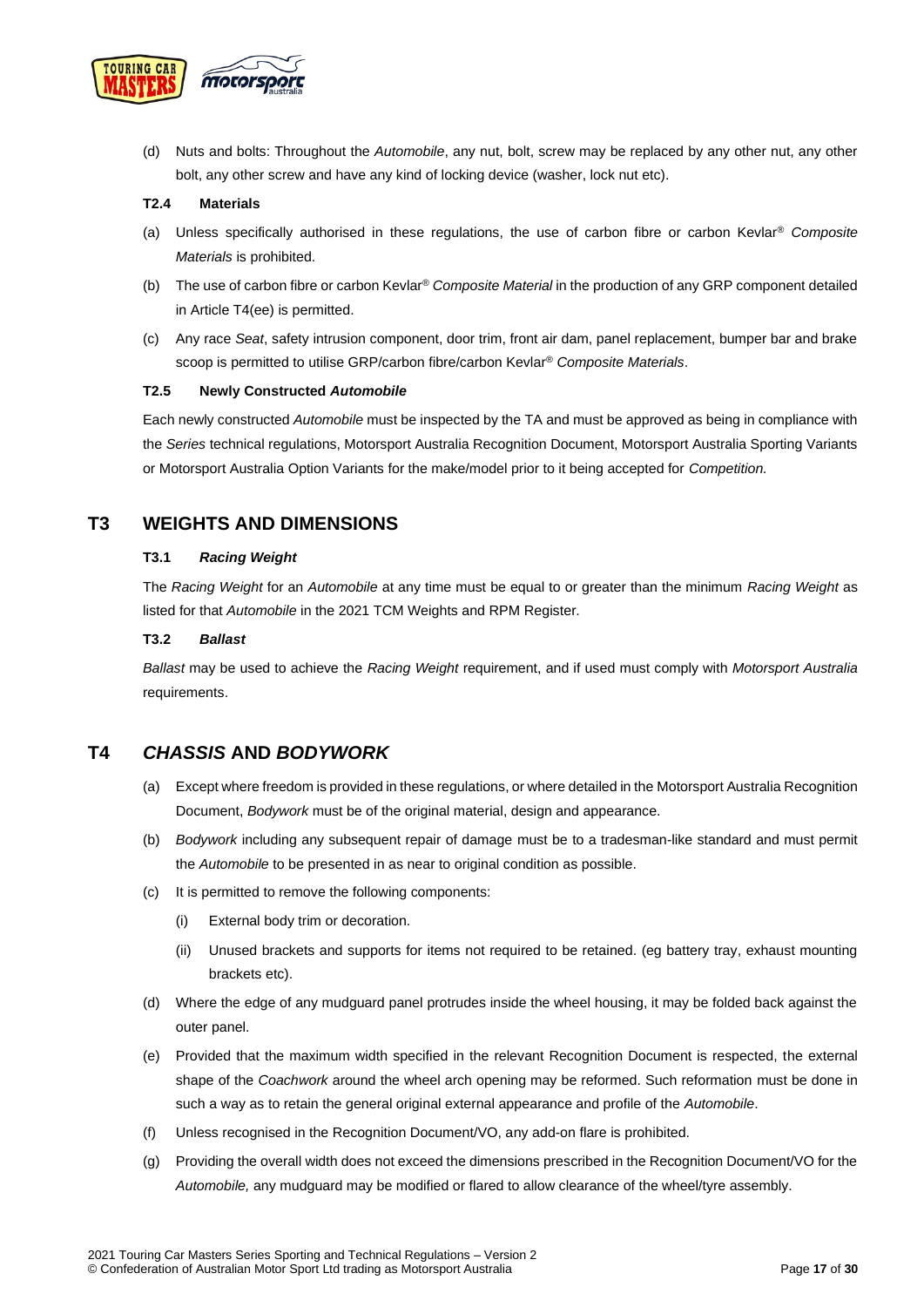(d) Nuts and bolts: Throughout the *Automobile*, any nut, bolt, screw may be replaced by any other nut, any other bolt, any other screw and have any kind of locking device (washer, lock nut etc).

#### T2.4 Materials

(a) Unless specifically authorised in these regulations, the use of carbon fibre or carbon Kevlar® *Composite Materials* is prohibited.

(b) The use of carbon fibre or carbon Kevlar® *Composite Material* in the production of any GRP component detailed in Article T4(ee) is permitted.

(c) Any race *Seat*, safety intrusion component, door trim, front air dam, panel replacement, bumper bar and brake scoop is permitted to utilise GRP/carbon fibre/carbon Kevlar® *Composite Materials*.

#### T2.5 Newly Constructed *Automobile*

Each newly constructed *Automobile* must be inspected by the TA and must be approved as being in compliance with the *Series* technical regulations, Motorsport Australia Recognition Document, Motorsport Australia Sporting Variants or Motorsport Australia Option Variants for the make/model prior to it being accepted for *Competition.*

## T3 WEIGHTS AND DIMENSIONS

#### T3.1 *Racing Weight*

The *Racing Weight* for an *Automobile* at any time must be equal to or greater than the minimum *Racing Weight* as listed for that *Automobile* in the 2021 TCM Weights and RPM Register.

#### T3.2 *Ballast*

*Ballast* may be used to achieve the *Racing Weight* requirement, and if used must comply with *Motorsport Australia* requirements.

## T4 *CHASSIS* AND *BODYWORK*

(a) Except where freedom is provided in these regulations, or where detailed in the Motorsport Australia Recognition Document, *Bodywork* must be of the original material, design and appearance.

(b) *Bodywork* including any subsequent repair of damage must be to a tradesman-like standard and must permit the *Automobile* to be presented in as near to original condition as possible.

(c) It is permitted to remove the following components:

   (i) External body trim or decoration.

   (ii) Unused brackets and supports for items not required to be retained. (eg battery tray, exhaust mounting brackets etc).

(d) Where the edge of any mudguard panel protrudes inside the wheel housing, it may be folded back against the outer panel.

(e) Provided that the maximum width specified in the relevant Recognition Document is respected, the external shape of the *Coachwork* around the wheel arch opening may be reformed. Such reformation must be done in such a way as to retain the general original external appearance and profile of the *Automobile*.

(f) Unless recognised in the Recognition Document/VO, any add-on flare is prohibited.

(g) Providing the overall width does not exceed the dimensions prescribed in the Recognition Document/VO for the *Automobile,* any mudguard may be modified or flared to allow clearance of the wheel/tyre assembly.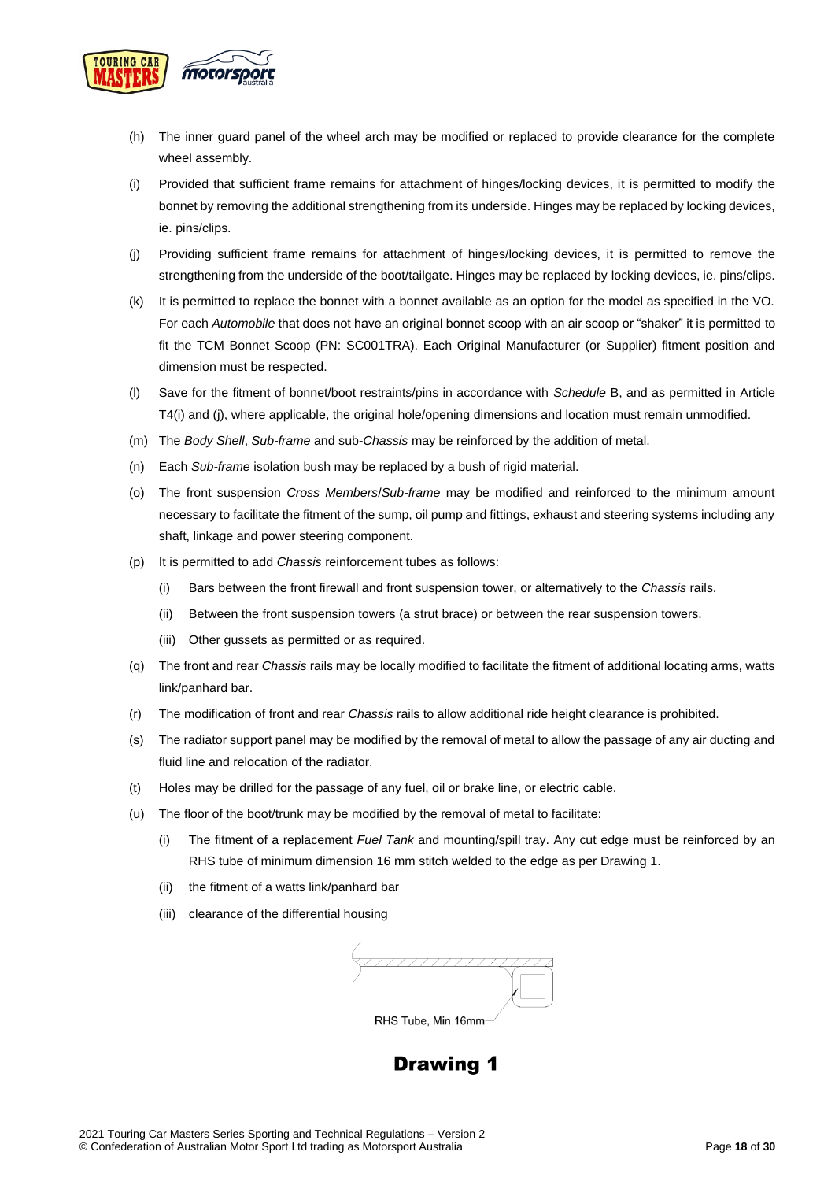(h) The inner guard panel of the wheel arch may be modified or replaced to provide clearance for the complete wheel assembly.

(i) Provided that sufficient frame remains for attachment of hinges/locking devices, it is permitted to modify the bonnet by removing the additional strengthening from its underside. Hinges may be replaced by locking devices, ie. pins/clips.

(j) Providing sufficient frame remains for attachment of hinges/locking devices, it is permitted to remove the strengthening from the underside of the boot/tailgate. Hinges may be replaced by locking devices, ie. pins/clips.

(k) It is permitted to replace the bonnet with a bonnet available as an option for the model as specified in the VO. For each *Automobile* that does not have an original bonnet scoop with an air scoop or "shaker" it is permitted to fit the TCM Bonnet Scoop (PN: SC001TRA). Each Original Manufacturer (or Supplier) fitment position and dimension must be respected.

(l) Save for the fitment of bonnet/boot restraints/pins in accordance with *Schedule* B, and as permitted in Article T4(i) and (j), where applicable, the original hole/opening dimensions and location must remain unmodified.

(m) The *Body Shell*, *Sub-frame* and sub-*Chassis* may be reinforced by the addition of metal.

(n) Each *Sub-frame* isolation bush may be replaced by a bush of rigid material.

(o) The front suspension *Cross Members*/*Sub-frame* may be modified and reinforced to the minimum amount necessary to facilitate the fitment of the sump, oil pump and fittings, exhaust and steering systems including any shaft, linkage and power steering component.

(p) It is permitted to add *Chassis* reinforcement tubes as follows:

  (i) Bars between the front firewall and front suspension tower, or alternatively to the *Chassis* rails.

  (ii) Between the front suspension towers (a strut brace) or between the rear suspension towers.

  (iii) Other gussets as permitted or as required.

(q) The front and rear *Chassis* rails may be locally modified to facilitate the fitment of additional locating arms, watts link/panhard bar.

(r) The modification of front and rear *Chassis* rails to allow additional ride height clearance is prohibited.

(s) The radiator support panel may be modified by the removal of metal to allow the passage of any air ducting and fluid line and relocation of the radiator.

(t) Holes may be drilled for the passage of any fuel, oil or brake line, or electric cable.

(u) The floor of the boot/trunk may be modified by the removal of metal to facilitate:

  (i) The fitment of a replacement *Fuel Tank* and mounting/spill tray. Any cut edge must be reinforced by an RHS tube of minimum dimension 16 mm stitch welded to the edge as per Drawing 1.

  (ii) the fitment of a watts link/panhard bar

  (iii) clearance of the differential housing

RHS Tube, Min 16mm

**Drawing 1**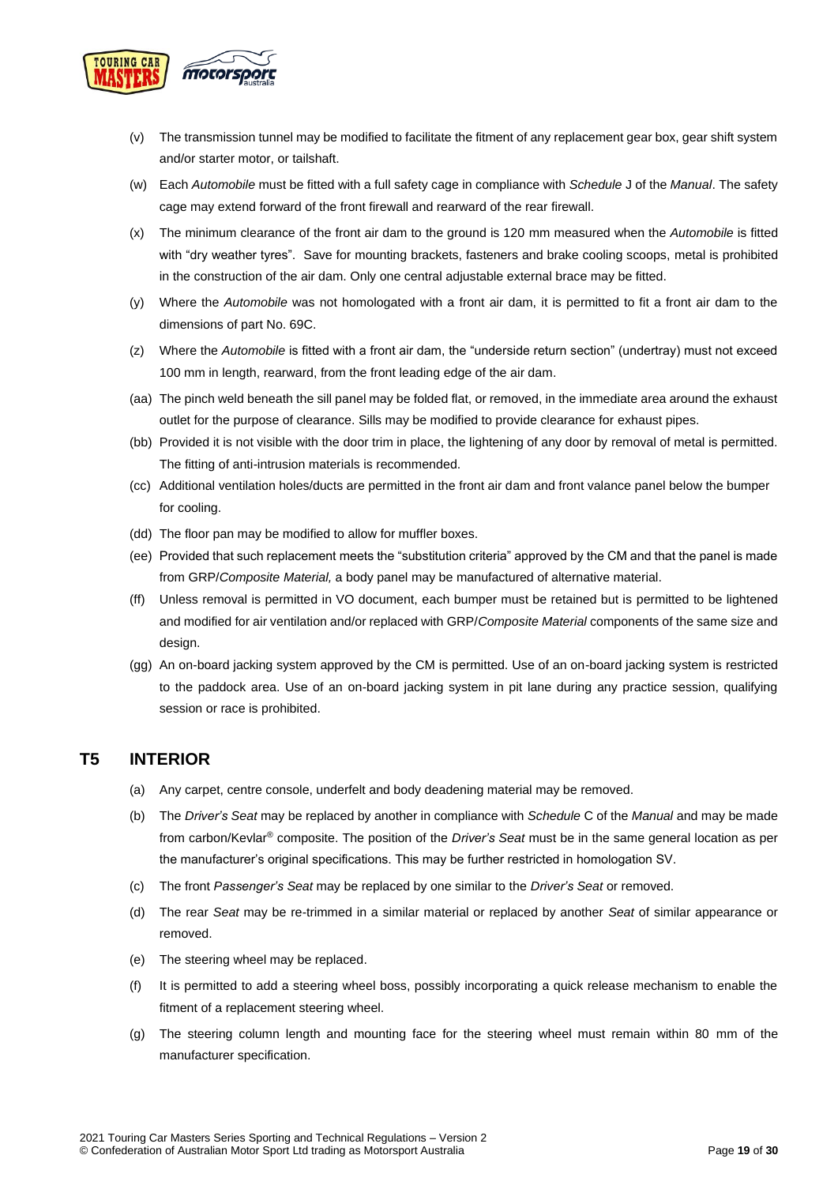(v) The transmission tunnel may be modified to facilitate the fitment of any replacement gear box, gear shift system and/or starter motor, or tailshaft.

(w) Each *Automobile* must be fitted with a full safety cage in compliance with *Schedule* J of the *Manual*. The safety cage may extend forward of the front firewall and rearward of the rear firewall.

(x) The minimum clearance of the front air dam to the ground is 120 mm measured when the *Automobile* is fitted with "dry weather tyres". Save for mounting brackets, fasteners and brake cooling scoops, metal is prohibited in the construction of the air dam. Only one central adjustable external brace may be fitted.

(y) Where the *Automobile* was not homologated with a front air dam, it is permitted to fit a front air dam to the dimensions of part No. 69C.

(z) Where the *Automobile* is fitted with a front air dam, the "underside return section" (undertray) must not exceed 100 mm in length, rearward, from the front leading edge of the air dam.

(aa) The pinch weld beneath the sill panel may be folded flat, or removed, in the immediate area around the exhaust outlet for the purpose of clearance. Sills may be modified to provide clearance for exhaust pipes.

(bb) Provided it is not visible with the door trim in place, the lightening of any door by removal of metal is permitted. The fitting of anti-intrusion materials is recommended.

(cc) Additional ventilation holes/ducts are permitted in the front air dam and front valance panel below the bumper for cooling.

(dd) The floor pan may be modified to allow for muffler boxes.

(ee) Provided that such replacement meets the "substitution criteria" approved by the CM and that the panel is made from GRP/*Composite Material,* a body panel may be manufactured of alternative material.

(ff) Unless removal is permitted in VO document, each bumper must be retained but is permitted to be lightened and modified for air ventilation and/or replaced with GRP/*Composite Material* components of the same size and design.

(gg) An on-board jacking system approved by the CM is permitted. Use of an on-board jacking system is restricted to the paddock area. Use of an on-board jacking system in pit lane during any practice session, qualifying session or race is prohibited.

## T5 INTERIOR

(a) Any carpet, centre console, underfelt and body deadening material may be removed.

(b) The *Driver's Seat* may be replaced by another in compliance with *Schedule* C of the *Manual* and may be made from carbon/Kevlar® composite. The position of the *Driver's Seat* must be in the same general location as per the manufacturer's original specifications. This may be further restricted in homologation SV.

(c) The front *Passenger's Seat* may be replaced by one similar to the *Driver's Seat* or removed.

(d) The rear *Seat* may be re-trimmed in a similar material or replaced by another *Seat* of similar appearance or removed.

(e) The steering wheel may be replaced.

(f) It is permitted to add a steering wheel boss, possibly incorporating a quick release mechanism to enable the fitment of a replacement steering wheel.

(g) The steering column length and mounting face for the steering wheel must remain within 80 mm of the manufacturer specification.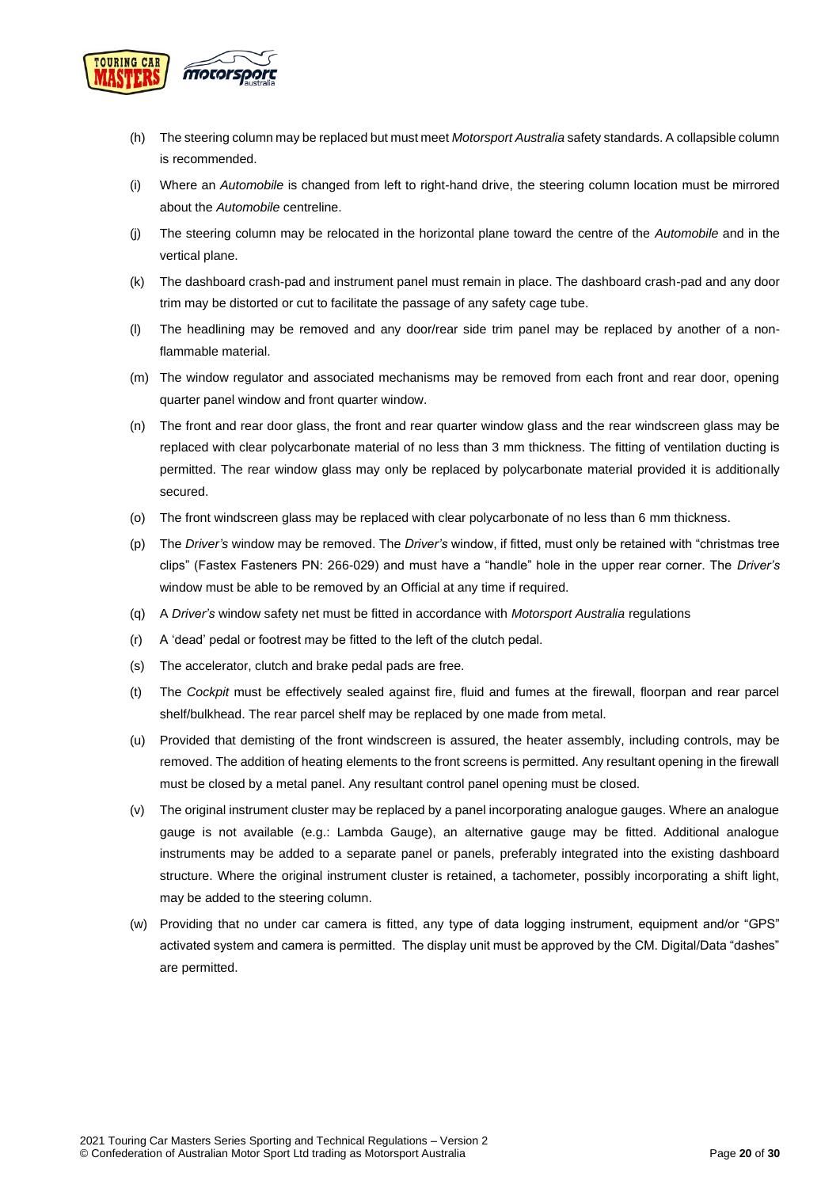(h) The steering column may be replaced but must meet *Motorsport Australia* safety standards. A collapsible column is recommended.

(i) Where an *Automobile* is changed from left to right-hand drive, the steering column location must be mirrored about the *Automobile* centreline.

(j) The steering column may be relocated in the horizontal plane toward the centre of the *Automobile* and in the vertical plane.

(k) The dashboard crash-pad and instrument panel must remain in place. The dashboard crash-pad and any door trim may be distorted or cut to facilitate the passage of any safety cage tube.

(l) The headlining may be removed and any door/rear side trim panel may be replaced by another of a non-flammable material.

(m) The window regulator and associated mechanisms may be removed from each front and rear door, opening quarter panel window and front quarter window.

(n) The front and rear door glass, the front and rear quarter window glass and the rear windscreen glass may be replaced with clear polycarbonate material of no less than 3 mm thickness. The fitting of ventilation ducting is permitted. The rear window glass may only be replaced by polycarbonate material provided it is additionally secured.

(o) The front windscreen glass may be replaced with clear polycarbonate of no less than 6 mm thickness.

(p) The *Driver's* window may be removed. The *Driver's* window, if fitted, must only be retained with "christmas tree clips" (Fastex Fasteners PN: 266-029) and must have a "handle" hole in the upper rear corner. The *Driver's* window must be able to be removed by an Official at any time if required.

(q) A *Driver's* window safety net must be fitted in accordance with *Motorsport Australia* regulations

(r) A 'dead' pedal or footrest may be fitted to the left of the clutch pedal.

(s) The accelerator, clutch and brake pedal pads are free.

(t) The *Cockpit* must be effectively sealed against fire, fluid and fumes at the firewall, floorpan and rear parcel shelf/bulkhead. The rear parcel shelf may be replaced by one made from metal.

(u) Provided that demisting of the front windscreen is assured, the heater assembly, including controls, may be removed. The addition of heating elements to the front screens is permitted. Any resultant opening in the firewall must be closed by a metal panel. Any resultant control panel opening must be closed.

(v) The original instrument cluster may be replaced by a panel incorporating analogue gauges. Where an analogue gauge is not available (e.g.: Lambda Gauge), an alternative gauge may be fitted. Additional analogue instruments may be added to a separate panel or panels, preferably integrated into the existing dashboard structure. Where the original instrument cluster is retained, a tachometer, possibly incorporating a shift light, may be added to the steering column.

(w) Providing that no under car camera is fitted, any type of data logging instrument, equipment and/or "GPS" activated system and camera is permitted. The display unit must be approved by the CM. Digital/Data "dashes" are permitted.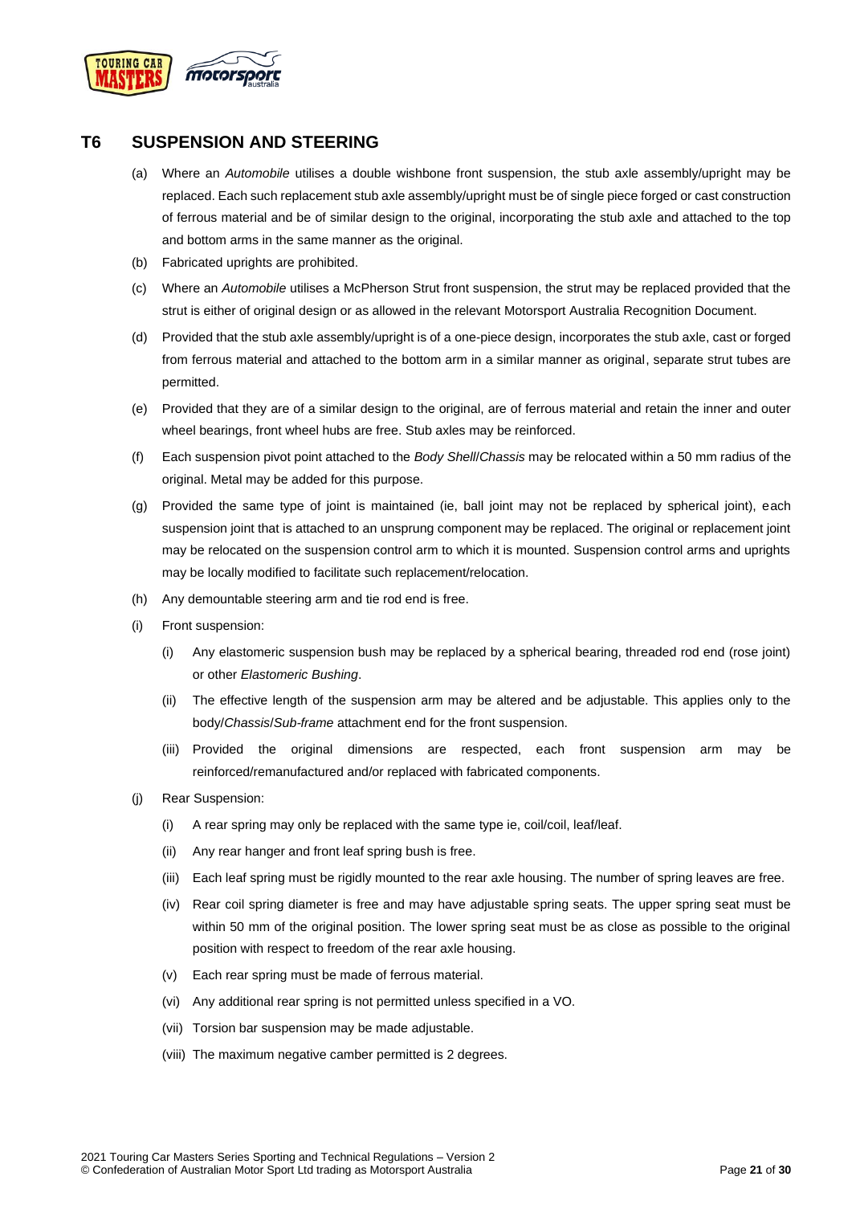## T6 SUSPENSION AND STEERING

(a) Where an *Automobile* utilises a double wishbone front suspension, the stub axle assembly/upright may be replaced. Each such replacement stub axle assembly/upright must be of single piece forged or cast construction of ferrous material and be of similar design to the original, incorporating the stub axle and attached to the top and bottom arms in the same manner as the original.

(b) Fabricated uprights are prohibited.

(c) Where an *Automobile* utilises a McPherson Strut front suspension, the strut may be replaced provided that the strut is either of original design or as allowed in the relevant Motorsport Australia Recognition Document.

(d) Provided that the stub axle assembly/upright is of a one-piece design, incorporates the stub axle, cast or forged from ferrous material and attached to the bottom arm in a similar manner as original, separate strut tubes are permitted.

(e) Provided that they are of a similar design to the original, are of ferrous material and retain the inner and outer wheel bearings, front wheel hubs are free. Stub axles may be reinforced.

(f) Each suspension pivot point attached to the *Body Shell*/*Chassis* may be relocated within a 50 mm radius of the original. Metal may be added for this purpose.

(g) Provided the same type of joint is maintained (ie, ball joint may not be replaced by spherical joint), each suspension joint that is attached to an unsprung component may be replaced. The original or replacement joint may be relocated on the suspension control arm to which it is mounted. Suspension control arms and uprights may be locally modified to facilitate such replacement/relocation.

(h) Any demountable steering arm and tie rod end is free.

(i) Front suspension:

   (i) Any elastomeric suspension bush may be replaced by a spherical bearing, threaded rod end (rose joint) or other *Elastomeric Bushing*.

   (ii) The effective length of the suspension arm may be altered and be adjustable. This applies only to the body/*Chassis*/*Sub-frame* attachment end for the front suspension.

   (iii) Provided the original dimensions are respected, each front suspension arm may be reinforced/remanufactured and/or replaced with fabricated components.

(j) Rear Suspension:

   (i) A rear spring may only be replaced with the same type ie, coil/coil, leaf/leaf.

   (ii) Any rear hanger and front leaf spring bush is free.

   (iii) Each leaf spring must be rigidly mounted to the rear axle housing. The number of spring leaves are free.

   (iv) Rear coil spring diameter is free and may have adjustable spring seats. The upper spring seat must be within 50 mm of the original position. The lower spring seat must be as close as possible to the original position with respect to freedom of the rear axle housing.

   (v) Each rear spring must be made of ferrous material.

   (vi) Any additional rear spring is not permitted unless specified in a VO.

   (vii) Torsion bar suspension may be made adjustable.

   (viii) The maximum negative camber permitted is 2 degrees.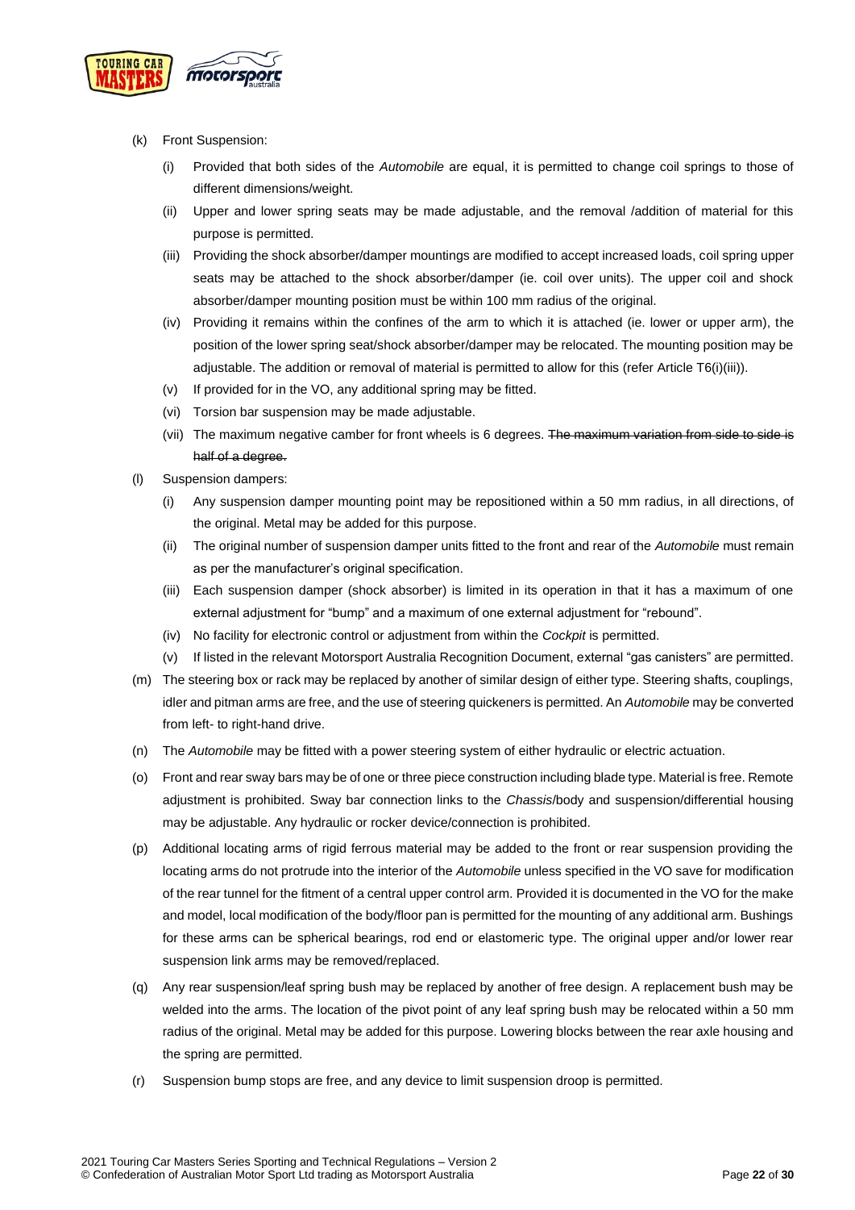(k) Front Suspension:

   (i) Provided that both sides of the *Automobile* are equal, it is permitted to change coil springs to those of different dimensions/weight.

   (ii) Upper and lower spring seats may be made adjustable, and the removal /addition of material for this purpose is permitted.

   (iii) Providing the shock absorber/damper mountings are modified to accept increased loads, coil spring upper seats may be attached to the shock absorber/damper (ie. coil over units). The upper coil and shock absorber/damper mounting position must be within 100 mm radius of the original.

   (iv) Providing it remains within the confines of the arm to which it is attached (ie. lower or upper arm), the position of the lower spring seat/shock absorber/damper may be relocated. The mounting position may be adjustable. The addition or removal of material is permitted to allow for this (refer Article T6(i)(iii)).

   (v) If provided for in the VO, any additional spring may be fitted.

   (vi) Torsion bar suspension may be made adjustable.

   (vii) The maximum negative camber for front wheels is 6 degrees. ~~The maximum variation from side to side is half of a degree.~~

(l) Suspension dampers:

   (i) Any suspension damper mounting point may be repositioned within a 50 mm radius, in all directions, of the original. Metal may be added for this purpose.

   (ii) The original number of suspension damper units fitted to the front and rear of the *Automobile* must remain as per the manufacturer's original specification.

   (iii) Each suspension damper (shock absorber) is limited in its operation in that it has a maximum of one external adjustment for "bump" and a maximum of one external adjustment for "rebound".

   (iv) No facility for electronic control or adjustment from within the *Cockpit* is permitted.

   (v) If listed in the relevant Motorsport Australia Recognition Document, external "gas canisters" are permitted.

(m) The steering box or rack may be replaced by another of similar design of either type. Steering shafts, couplings, idler and pitman arms are free, and the use of steering quickeners is permitted. An *Automobile* may be converted from left- to right-hand drive.

(n) The *Automobile* may be fitted with a power steering system of either hydraulic or electric actuation.

(o) Front and rear sway bars may be of one or three piece construction including blade type. Material is free. Remote adjustment is prohibited. Sway bar connection links to the *Chassis*/body and suspension/differential housing may be adjustable. Any hydraulic or rocker device/connection is prohibited.

(p) Additional locating arms of rigid ferrous material may be added to the front or rear suspension providing the locating arms do not protrude into the interior of the *Automobile* unless specified in the VO save for modification of the rear tunnel for the fitment of a central upper control arm. Provided it is documented in the VO for the make and model, local modification of the body/floor pan is permitted for the mounting of any additional arm. Bushings for these arms can be spherical bearings, rod end or elastomeric type. The original upper and/or lower rear suspension link arms may be removed/replaced.

(q) Any rear suspension/leaf spring bush may be replaced by another of free design. A replacement bush may be welded into the arms. The location of the pivot point of any leaf spring bush may be relocated within a 50 mm radius of the original. Metal may be added for this purpose. Lowering blocks between the rear axle housing and the spring are permitted.

(r) Suspension bump stops are free, and any device to limit suspension droop is permitted.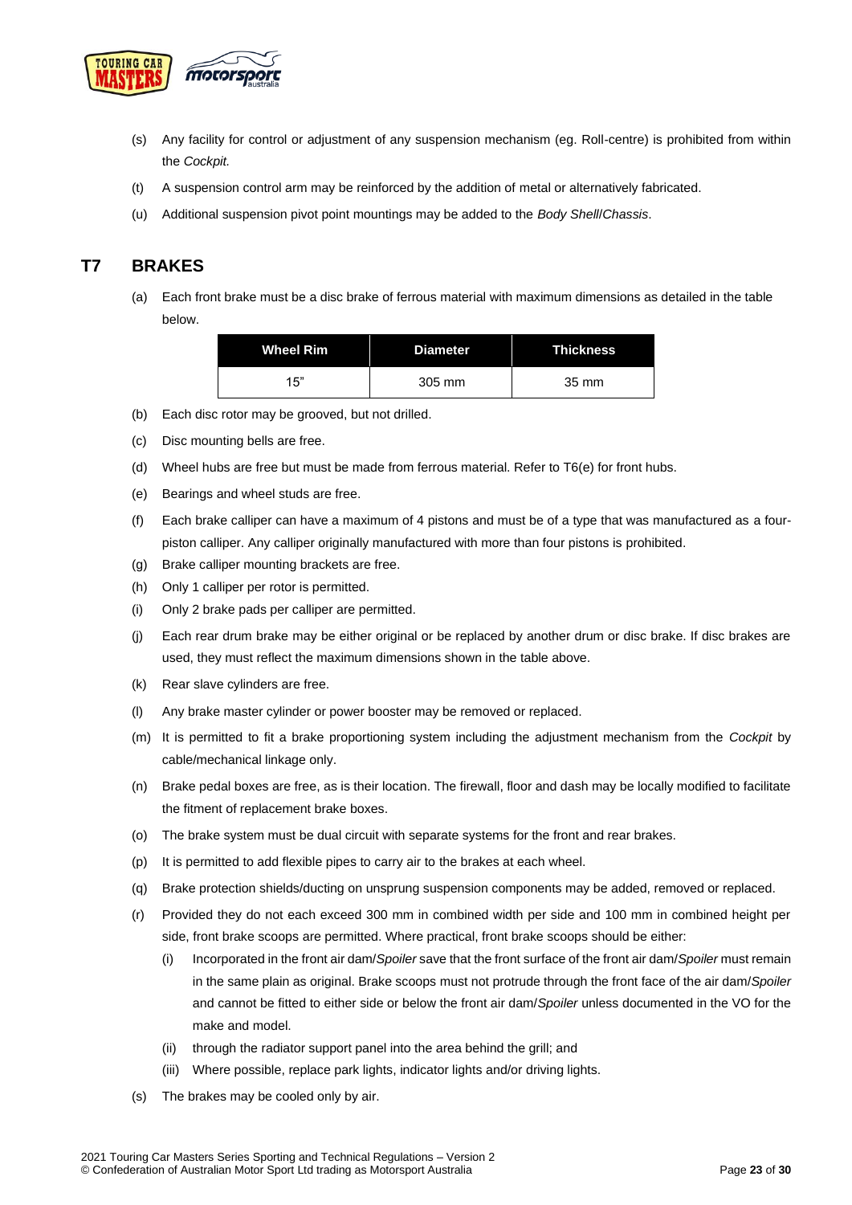(s) Any facility for control or adjustment of any suspension mechanism (eg. Roll-centre) is prohibited from within the *Cockpit.*

(t) A suspension control arm may be reinforced by the addition of metal or alternatively fabricated.

(u) Additional suspension pivot point mountings may be added to the *Body Shell*/*Chassis*.

## T7 BRAKES

(a) Each front brake must be a disc brake of ferrous material with maximum dimensions as detailed in the table below.

| Wheel Rim | Diameter | Thickness |
|---|---|---|
| 15" | 305 mm | 35 mm |

(b) Each disc rotor may be grooved, but not drilled.

(c) Disc mounting bells are free.

(d) Wheel hubs are free but must be made from ferrous material. Refer to T6(e) for front hubs.

(e) Bearings and wheel studs are free.

(f) Each brake calliper can have a maximum of 4 pistons and must be of a type that was manufactured as a four-piston calliper. Any calliper originally manufactured with more than four pistons is prohibited.

(g) Brake calliper mounting brackets are free.

(h) Only 1 calliper per rotor is permitted.

(i) Only 2 brake pads per calliper are permitted.

(j) Each rear drum brake may be either original or be replaced by another drum or disc brake. If disc brakes are used, they must reflect the maximum dimensions shown in the table above.

(k) Rear slave cylinders are free.

(l) Any brake master cylinder or power booster may be removed or replaced.

(m) It is permitted to fit a brake proportioning system including the adjustment mechanism from the *Cockpit* by cable/mechanical linkage only.

(n) Brake pedal boxes are free, as is their location. The firewall, floor and dash may be locally modified to facilitate the fitment of replacement brake boxes.

(o) The brake system must be dual circuit with separate systems for the front and rear brakes.

(p) It is permitted to add flexible pipes to carry air to the brakes at each wheel.

(q) Brake protection shields/ducting on unsprung suspension components may be added, removed or replaced.

(r) Provided they do not each exceed 300 mm in combined width per side and 100 mm in combined height per side, front brake scoops are permitted. Where practical, front brake scoops should be either:

  (i) Incorporated in the front air dam/*Spoiler* save that the front surface of the front air dam/*Spoiler* must remain in the same plain as original. Brake scoops must not protrude through the front face of the air dam/*Spoiler* and cannot be fitted to either side or below the front air dam/*Spoiler* unless documented in the VO for the make and model.

  (ii) through the radiator support panel into the area behind the grill; and

  (iii) Where possible, replace park lights, indicator lights and/or driving lights.

(s) The brakes may be cooled only by air.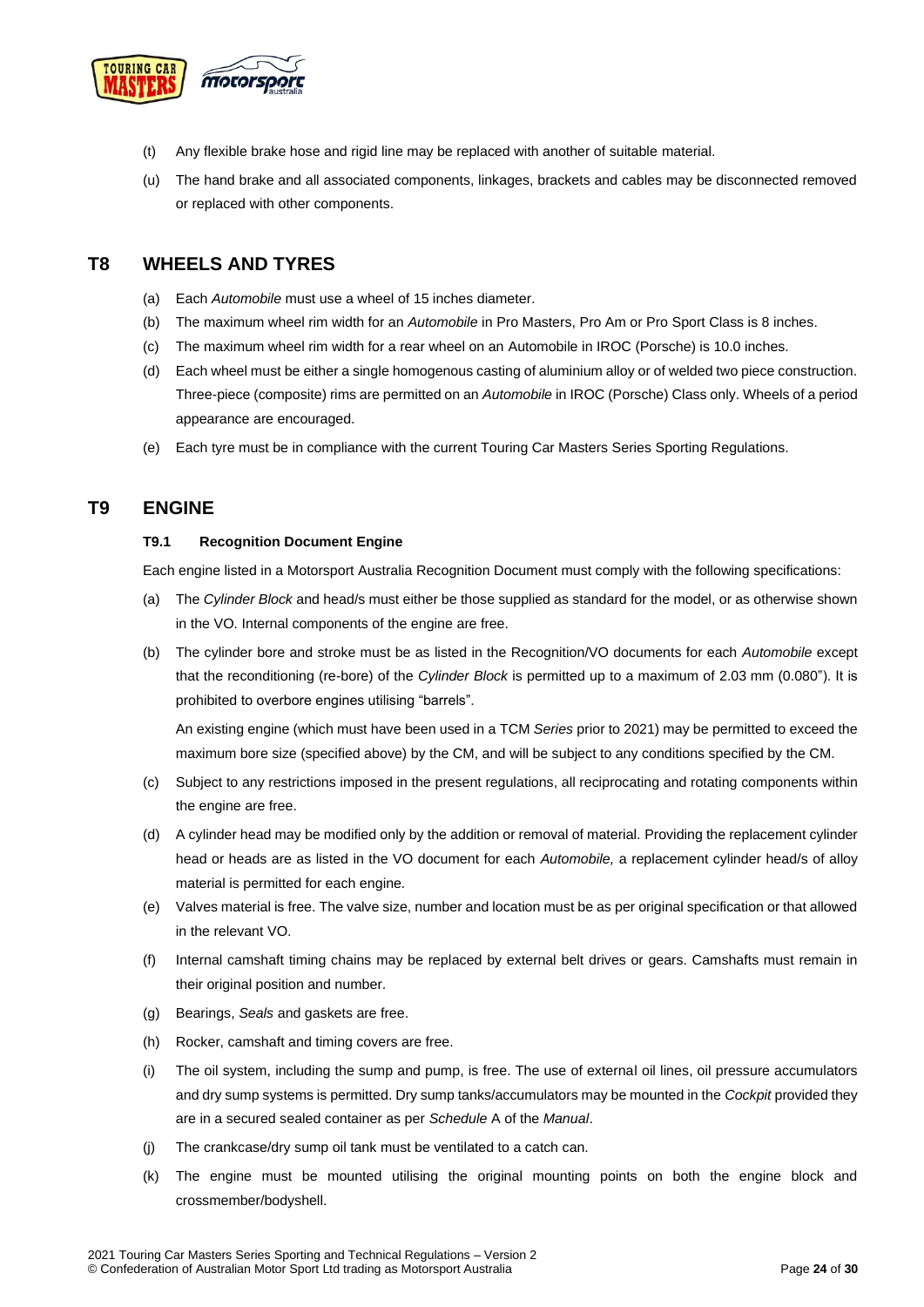(t) Any flexible brake hose and rigid line may be replaced with another of suitable material.

(u) The hand brake and all associated components, linkages, brackets and cables may be disconnected removed or replaced with other components.

## T8 WHEELS AND TYRES

(a) Each *Automobile* must use a wheel of 15 inches diameter.

(b) The maximum wheel rim width for an *Automobile* in Pro Masters, Pro Am or Pro Sport Class is 8 inches.

(c) The maximum wheel rim width for a rear wheel on an Automobile in IROC (Porsche) is 10.0 inches.

(d) Each wheel must be either a single homogenous casting of aluminium alloy or of welded two piece construction. Three-piece (composite) rims are permitted on an *Automobile* in IROC (Porsche) Class only. Wheels of a period appearance are encouraged.

(e) Each tyre must be in compliance with the current Touring Car Masters Series Sporting Regulations.

## T9 ENGINE

### T9.1 Recognition Document Engine

Each engine listed in a Motorsport Australia Recognition Document must comply with the following specifications:

(a) The *Cylinder Block* and head/s must either be those supplied as standard for the model, or as otherwise shown in the VO. Internal components of the engine are free.

(b) The cylinder bore and stroke must be as listed in the Recognition/VO documents for each *Automobile* except that the reconditioning (re-bore) of the *Cylinder Block* is permitted up to a maximum of 2.03 mm (0.080"). It is prohibited to overbore engines utilising "barrels".

An existing engine (which must have been used in a TCM *Series* prior to 2021) may be permitted to exceed the maximum bore size (specified above) by the CM, and will be subject to any conditions specified by the CM.

(c) Subject to any restrictions imposed in the present regulations, all reciprocating and rotating components within the engine are free.

(d) A cylinder head may be modified only by the addition or removal of material. Providing the replacement cylinder head or heads are as listed in the VO document for each *Automobile,* a replacement cylinder head/s of alloy material is permitted for each engine.

(e) Valves material is free. The valve size, number and location must be as per original specification or that allowed in the relevant VO.

(f) Internal camshaft timing chains may be replaced by external belt drives or gears. Camshafts must remain in their original position and number.

(g) Bearings, *Seals* and gaskets are free.

(h) Rocker, camshaft and timing covers are free.

(i) The oil system, including the sump and pump, is free. The use of external oil lines, oil pressure accumulators and dry sump systems is permitted. Dry sump tanks/accumulators may be mounted in the *Cockpit* provided they are in a secured sealed container as per *Schedule* A of the *Manual*.

(j) The crankcase/dry sump oil tank must be ventilated to a catch can.

(k) The engine must be mounted utilising the original mounting points on both the engine block and crossmember/bodyshell.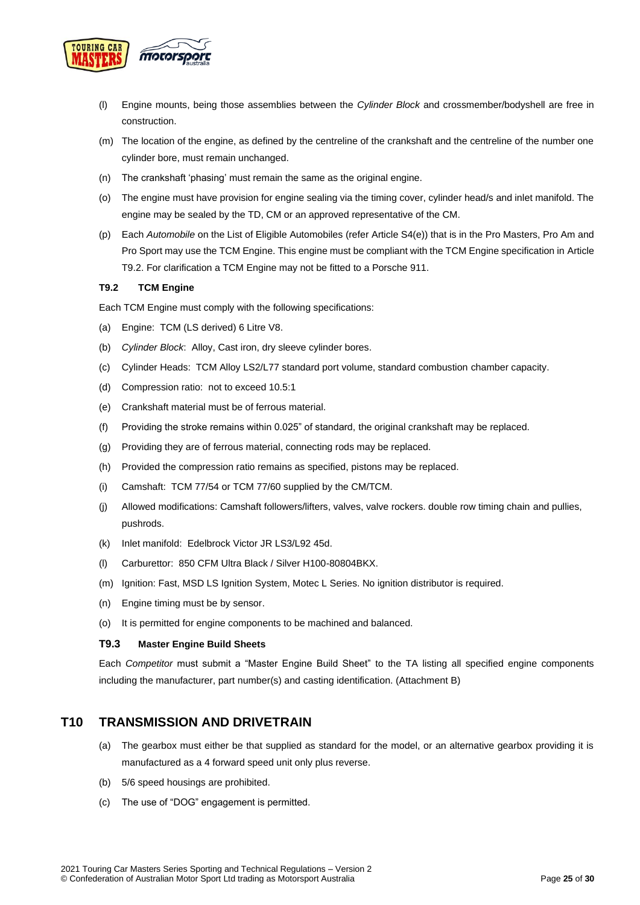(l) Engine mounts, being those assemblies between the *Cylinder Block* and crossmember/bodyshell are free in construction.

(m) The location of the engine, as defined by the centreline of the crankshaft and the centreline of the number one cylinder bore, must remain unchanged.

(n) The crankshaft 'phasing' must remain the same as the original engine.

(o) The engine must have provision for engine sealing via the timing cover, cylinder head/s and inlet manifold. The engine may be sealed by the TD, CM or an approved representative of the CM.

(p) Each *Automobile* on the List of Eligible Automobiles (refer Article S4(e)) that is in the Pro Masters, Pro Am and Pro Sport may use the TCM Engine. This engine must be compliant with the TCM Engine specification in Article T9.2. For clarification a TCM Engine may not be fitted to a Porsche 911.

### T9.2 TCM Engine

Each TCM Engine must comply with the following specifications:

(a) Engine: TCM (LS derived) 6 Litre V8.

(b) *Cylinder Block*: Alloy, Cast iron, dry sleeve cylinder bores.

(c) Cylinder Heads: TCM Alloy LS2/L77 standard port volume, standard combustion chamber capacity.

(d) Compression ratio: not to exceed 10.5:1

(e) Crankshaft material must be of ferrous material.

(f) Providing the stroke remains within 0.025" of standard, the original crankshaft may be replaced.

(g) Providing they are of ferrous material, connecting rods may be replaced.

(h) Provided the compression ratio remains as specified, pistons may be replaced.

(i) Camshaft: TCM 77/54 or TCM 77/60 supplied by the CM/TCM.

(j) Allowed modifications: Camshaft followers/lifters, valves, valve rockers. double row timing chain and pullies, pushrods.

(k) Inlet manifold: Edelbrock Victor JR LS3/L92 45d.

(l) Carburettor: 850 CFM Ultra Black / Silver H100-80804BKX.

(m) Ignition: Fast, MSD LS Ignition System, Motec L Series. No ignition distributor is required.

(n) Engine timing must be by sensor.

(o) It is permitted for engine components to be machined and balanced.

### T9.3 Master Engine Build Sheets

Each *Competitor* must submit a "Master Engine Build Sheet" to the TA listing all specified engine components including the manufacturer, part number(s) and casting identification. (Attachment B)

## T10 TRANSMISSION AND DRIVETRAIN

(a) The gearbox must either be that supplied as standard for the model, or an alternative gearbox providing it is manufactured as a 4 forward speed unit only plus reverse.

(b) 5/6 speed housings are prohibited.

(c) The use of "DOG" engagement is permitted.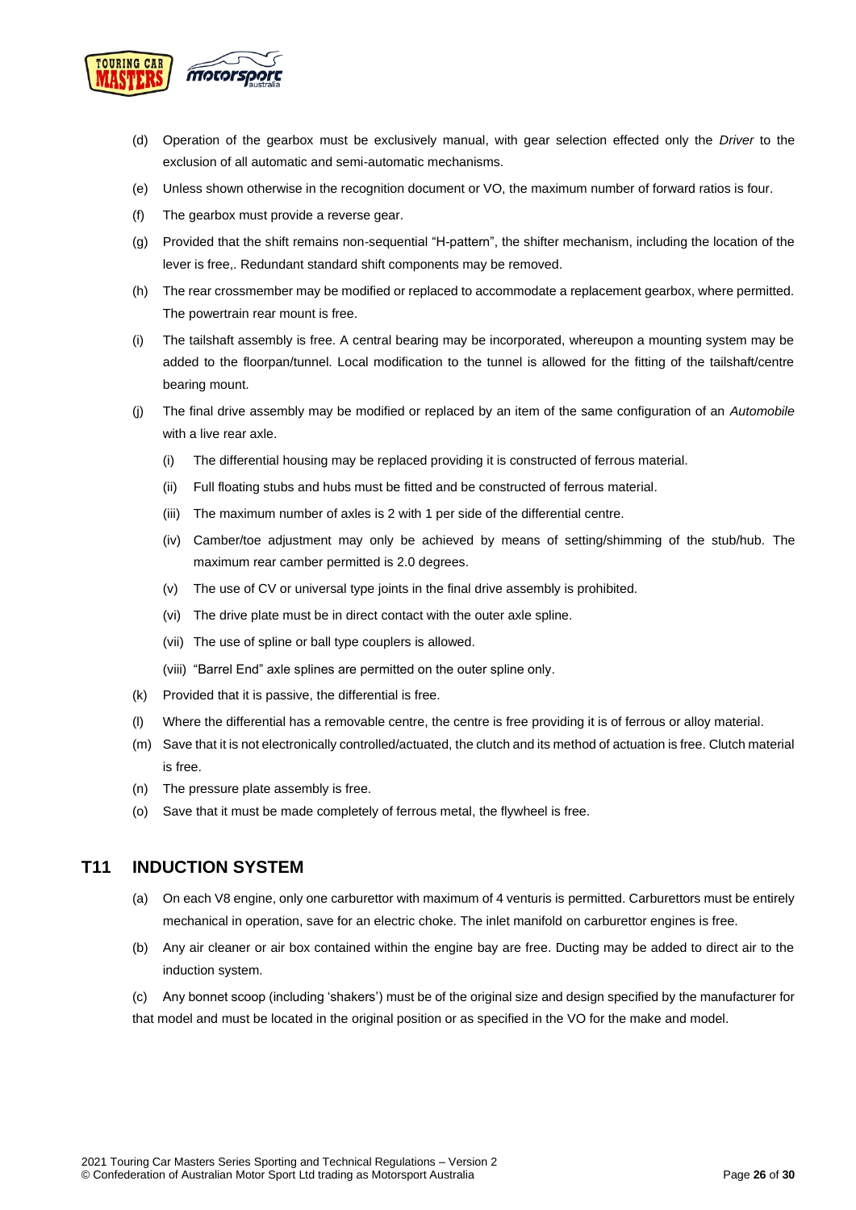(d) Operation of the gearbox must be exclusively manual, with gear selection effected only the *Driver* to the exclusion of all automatic and semi-automatic mechanisms.

(e) Unless shown otherwise in the recognition document or VO, the maximum number of forward ratios is four.

(f) The gearbox must provide a reverse gear.

(g) Provided that the shift remains non-sequential "H-pattern", the shifter mechanism, including the location of the lever is free,. Redundant standard shift components may be removed.

(h) The rear crossmember may be modified or replaced to accommodate a replacement gearbox, where permitted. The powertrain rear mount is free.

(i) The tailshaft assembly is free. A central bearing may be incorporated, whereupon a mounting system may be added to the floorpan/tunnel. Local modification to the tunnel is allowed for the fitting of the tailshaft/centre bearing mount.

(j) The final drive assembly may be modified or replaced by an item of the same configuration of an *Automobile* with a live rear axle.

  (i) The differential housing may be replaced providing it is constructed of ferrous material.

  (ii) Full floating stubs and hubs must be fitted and be constructed of ferrous material.

  (iii) The maximum number of axles is 2 with 1 per side of the differential centre.

  (iv) Camber/toe adjustment may only be achieved by means of setting/shimming of the stub/hub. The maximum rear camber permitted is 2.0 degrees.

  (v) The use of CV or universal type joints in the final drive assembly is prohibited.

  (vi) The drive plate must be in direct contact with the outer axle spline.

  (vii) The use of spline or ball type couplers is allowed.

  (viii) "Barrel End" axle splines are permitted on the outer spline only.

(k) Provided that it is passive, the differential is free.

(l) Where the differential has a removable centre, the centre is free providing it is of ferrous or alloy material.

(m) Save that it is not electronically controlled/actuated, the clutch and its method of actuation is free. Clutch material is free.

(n) The pressure plate assembly is free.

(o) Save that it must be made completely of ferrous metal, the flywheel is free.

## T11 INDUCTION SYSTEM

(a) On each V8 engine, only one carburettor with maximum of 4 venturis is permitted. Carburettors must be entirely mechanical in operation, save for an electric choke. The inlet manifold on carburettor engines is free.

(b) Any air cleaner or air box contained within the engine bay are free. Ducting may be added to direct air to the induction system.

(c) Any bonnet scoop (including 'shakers') must be of the original size and design specified by the manufacturer for that model and must be located in the original position or as specified in the VO for the make and model.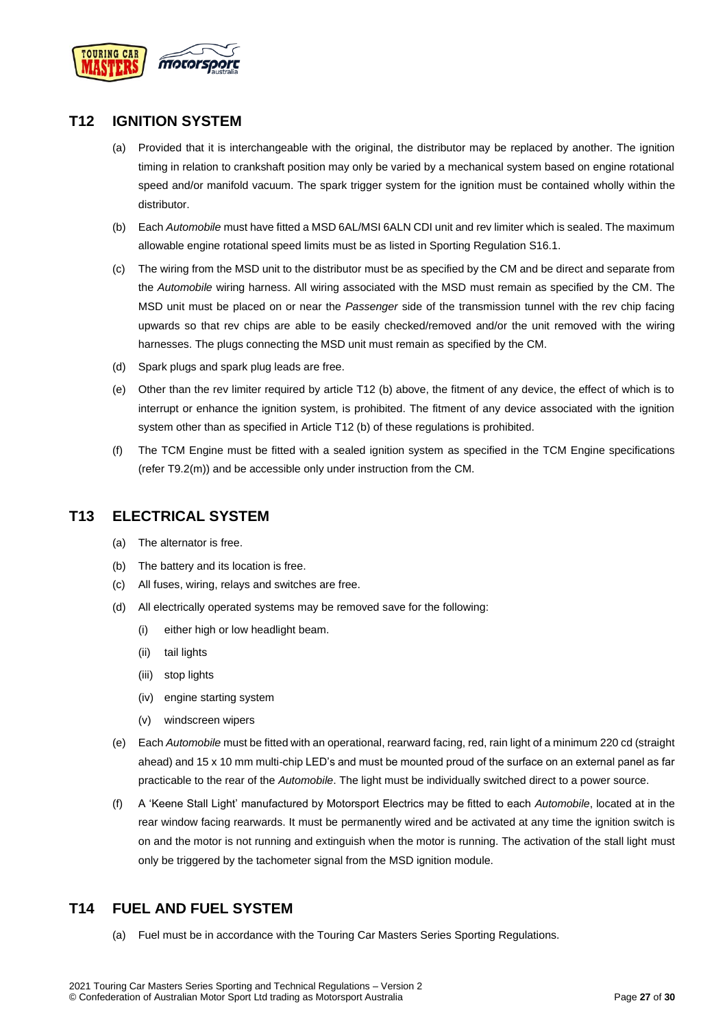## T12 IGNITION SYSTEM

(a) Provided that it is interchangeable with the original, the distributor may be replaced by another. The ignition timing in relation to crankshaft position may only be varied by a mechanical system based on engine rotational speed and/or manifold vacuum. The spark trigger system for the ignition must be contained wholly within the distributor.

(b) Each *Automobile* must have fitted a MSD 6AL/MSI 6ALN CDI unit and rev limiter which is sealed. The maximum allowable engine rotational speed limits must be as listed in Sporting Regulation S16.1.

(c) The wiring from the MSD unit to the distributor must be as specified by the CM and be direct and separate from the *Automobile* wiring harness. All wiring associated with the MSD must remain as specified by the CM. The MSD unit must be placed on or near the *Passenger* side of the transmission tunnel with the rev chip facing upwards so that rev chips are able to be easily checked/removed and/or the unit removed with the wiring harnesses. The plugs connecting the MSD unit must remain as specified by the CM.

(d) Spark plugs and spark plug leads are free.

(e) Other than the rev limiter required by article T12 (b) above, the fitment of any device, the effect of which is to interrupt or enhance the ignition system, is prohibited. The fitment of any device associated with the ignition system other than as specified in Article T12 (b) of these regulations is prohibited.

(f) The TCM Engine must be fitted with a sealed ignition system as specified in the TCM Engine specifications (refer T9.2(m)) and be accessible only under instruction from the CM.

## T13 ELECTRICAL SYSTEM

(a) The alternator is free.

(b) The battery and its location is free.

(c) All fuses, wiring, relays and switches are free.

(d) All electrically operated systems may be removed save for the following:

   (i) either high or low headlight beam.

   (ii) tail lights

   (iii) stop lights

   (iv) engine starting system

   (v) windscreen wipers

(e) Each *Automobile* must be fitted with an operational, rearward facing, red, rain light of a minimum 220 cd (straight ahead) and 15 x 10 mm multi-chip LED's and must be mounted proud of the surface on an external panel as far practicable to the rear of the *Automobile*. The light must be individually switched direct to a power source.

(f) A 'Keene Stall Light' manufactured by Motorsport Electrics may be fitted to each *Automobile*, located at in the rear window facing rearwards. It must be permanently wired and be activated at any time the ignition switch is on and the motor is not running and extinguish when the motor is running. The activation of the stall light must only be triggered by the tachometer signal from the MSD ignition module.

## T14 FUEL AND FUEL SYSTEM

(a) Fuel must be in accordance with the Touring Car Masters Series Sporting Regulations.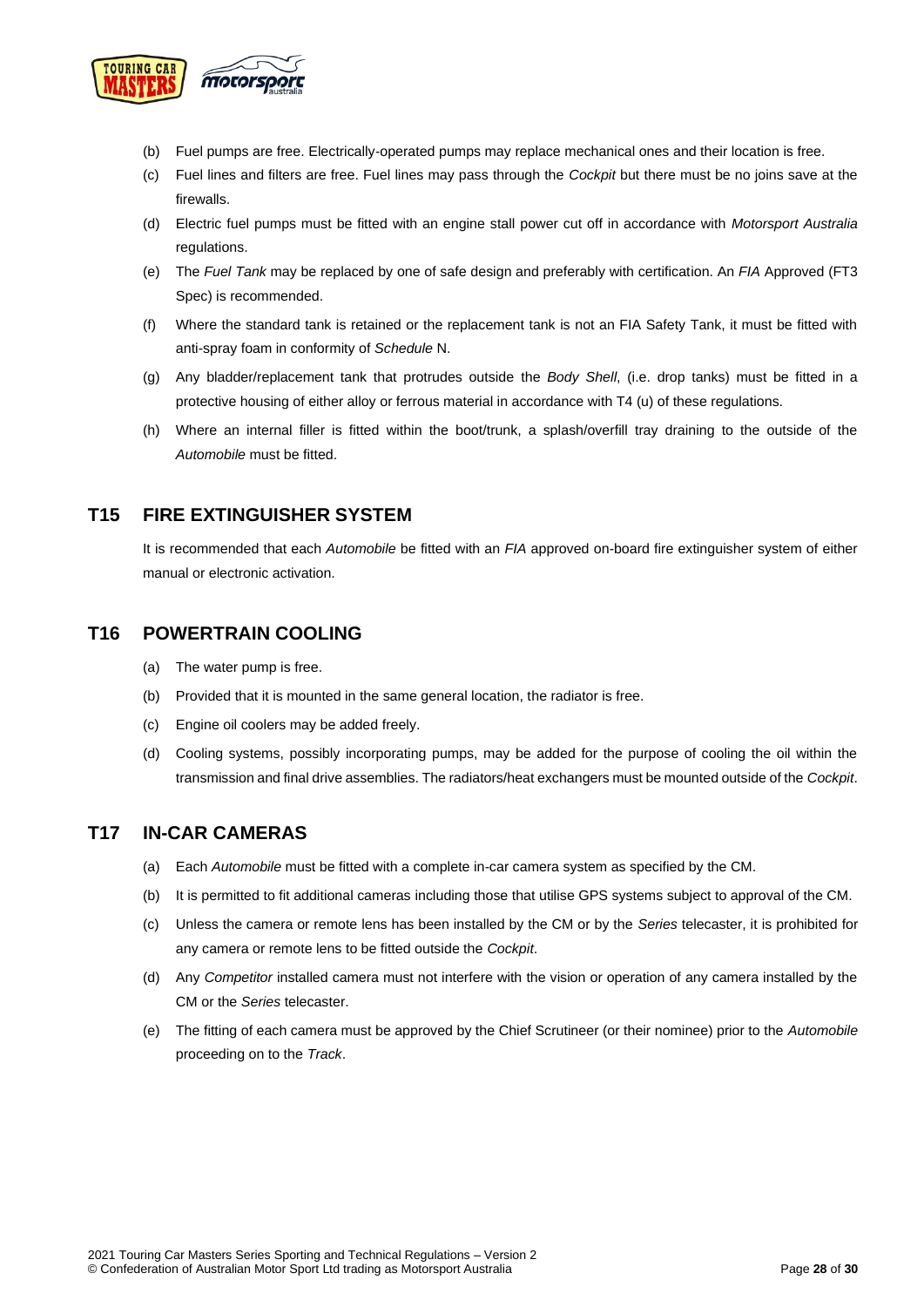(b) Fuel pumps are free. Electrically-operated pumps may replace mechanical ones and their location is free.

(c) Fuel lines and filters are free. Fuel lines may pass through the *Cockpit* but there must be no joins save at the firewalls.

(d) Electric fuel pumps must be fitted with an engine stall power cut off in accordance with *Motorsport Australia* regulations.

(e) The *Fuel Tank* may be replaced by one of safe design and preferably with certification. An *FIA* Approved (FT3 Spec) is recommended.

(f) Where the standard tank is retained or the replacement tank is not an FIA Safety Tank, it must be fitted with anti-spray foam in conformity of *Schedule* N.

(g) Any bladder/replacement tank that protrudes outside the *Body Shell*, (i.e. drop tanks) must be fitted in a protective housing of either alloy or ferrous material in accordance with T4 (u) of these regulations.

(h) Where an internal filler is fitted within the boot/trunk, a splash/overfill tray draining to the outside of the *Automobile* must be fitted.

## T15 FIRE EXTINGUISHER SYSTEM

It is recommended that each *Automobile* be fitted with an *FIA* approved on-board fire extinguisher system of either manual or electronic activation.

## T16 POWERTRAIN COOLING

(a) The water pump is free.

(b) Provided that it is mounted in the same general location, the radiator is free.

(c) Engine oil coolers may be added freely.

(d) Cooling systems, possibly incorporating pumps, may be added for the purpose of cooling the oil within the transmission and final drive assemblies. The radiators/heat exchangers must be mounted outside of the *Cockpit*.

## T17 IN-CAR CAMERAS

(a) Each *Automobile* must be fitted with a complete in-car camera system as specified by the CM.

(b) It is permitted to fit additional cameras including those that utilise GPS systems subject to approval of the CM.

(c) Unless the camera or remote lens has been installed by the CM or by the *Series* telecaster, it is prohibited for any camera or remote lens to be fitted outside the *Cockpit*.

(d) Any *Competitor* installed camera must not interfere with the vision or operation of any camera installed by the CM or the *Series* telecaster.

(e) The fitting of each camera must be approved by the Chief Scrutineer (or their nominee) prior to the *Automobile* proceeding on to the *Track*.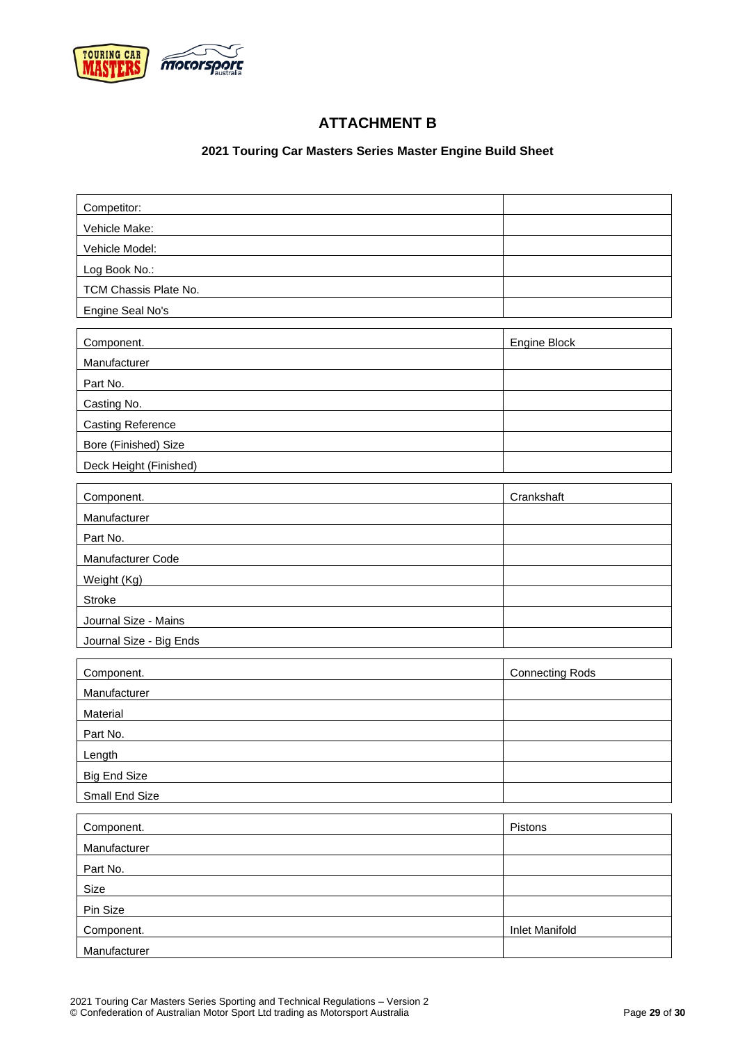## ATTACHMENT B

### 2021 Touring Car Masters Series Master Engine Build Sheet

| | |
|---|---|
| Competitor: | |
| Vehicle Make: | |
| Vehicle Model: | |
| Log Book No.: | |
| TCM Chassis Plate No. | |
| Engine Seal No's | |

| Component. | Engine Block |
|---|---|
| Manufacturer | |
| Part No. | |
| Casting No. | |
| Casting Reference | |
| Bore (Finished) Size | |
| Deck Height (Finished) | |

| Component. | Crankshaft |
|---|---|
| Manufacturer | |
| Part No. | |
| Manufacturer Code | |
| Weight (Kg) | |
| Stroke | |
| Journal Size - Mains | |
| Journal Size - Big Ends | |

| Component. | Connecting Rods |
|---|---|
| Manufacturer | |
| Material | |
| Part No. | |
| Length | |
| Big End Size | |
| Small End Size | |

| Component. | Pistons |
|---|---|
| Manufacturer | |
| Part No. | |
| Size | |
| Pin Size | |
| Component. | Inlet Manifold |
| Manufacturer | |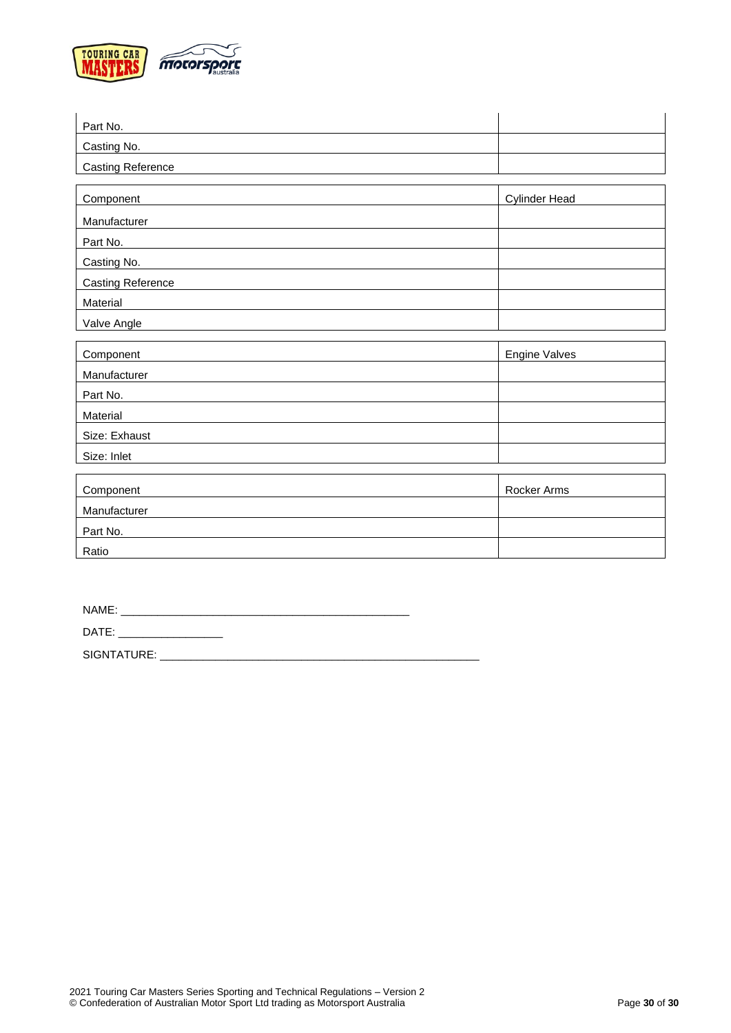| | |
|---|---|
| Part No. | |
| Casting No. | |
| Casting Reference | |

| | |
|---|---|
| Component | Cylinder Head |
| Manufacturer | |
| Part No. | |
| Casting No. | |
| Casting Reference | |
| Material | |
| Valve Angle | |

| | |
|---|---|
| Component | Engine Valves |
| Manufacturer | |
| Part No. | |
| Material | |
| Size: Exhaust | |
| Size: Inlet | |

| | |
|---|---|
| Component | Rocker Arms |
| Manufacturer | |
| Part No. | |
| Ratio | |

NAME: ______________________________________________

DATE: ________________

SIGNTATURE: ____________________________________________________